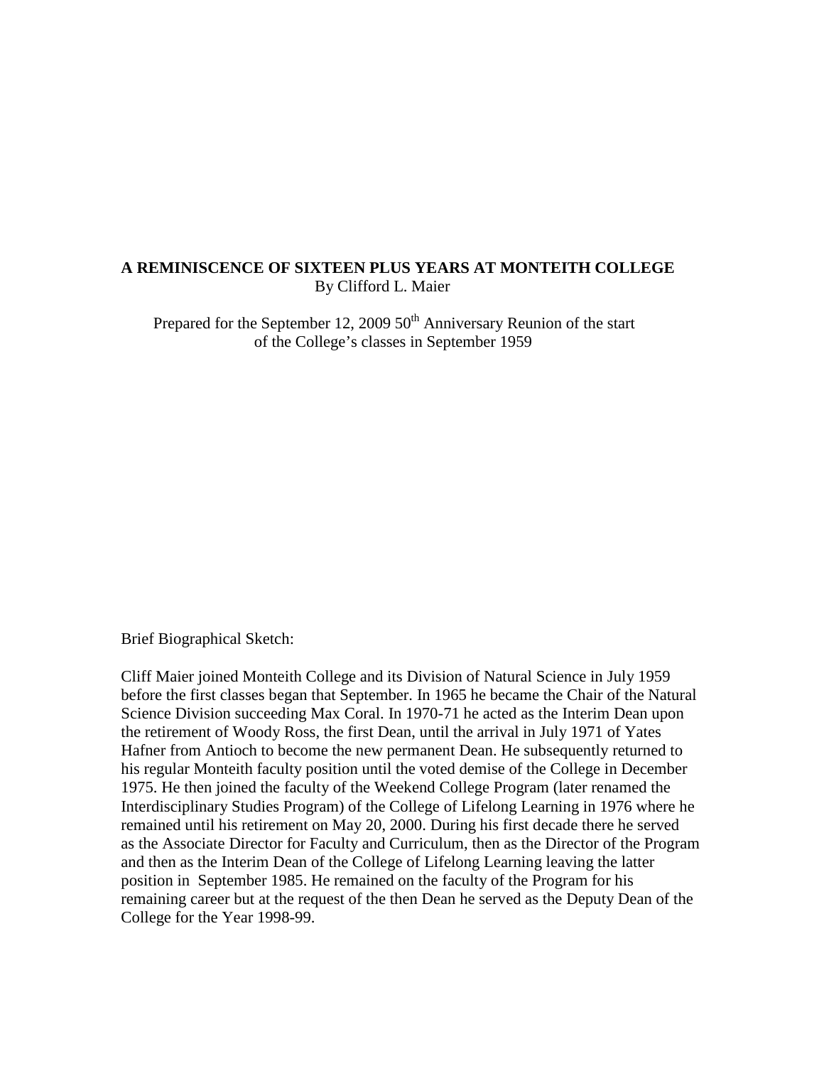# A REMINISCENCE OF SIXTEEN PLUS YEARS AT MONTEITH COLLEGE

By Clifford L. Maier

Prepared for the September 12, 2009 50th Anniversary Reunion of the start of the College's classes in September 1959

Brief Biographical Sketch:

Cliff Maier joined Monteith College and its Division of Natural Science in July 1959 before the first classes began that September. In 1965 he became the Chair of the Natural Science Division succeeding Max Coral. In 1970-71 he acted as the Interim Dean upon the retirement of Woody Ross, the first Dean, until the arrival in July 1971 of Yates Hafner from Antioch to become the new permanent Dean. He subsequently returned to his regular Monteith faculty position until the voted demise of the College in December 1975. He then joined the faculty of the Weekend College Program (later renamed the Interdisciplinary Studies Program) of the College of Lifelong Learning in 1976 where he remained until his retirement on May 20, 2000. During his first decade there he served as the Associate Director for Faculty and Curriculum, then as the Director of the Program and then as the Interim Dean of the College of Lifelong Learning leaving the latter position in September 1985. He remained on the faculty of the Program for his remaining career but at the request of the then Dean he served as the Deputy Dean of the College for the Year 1998-99.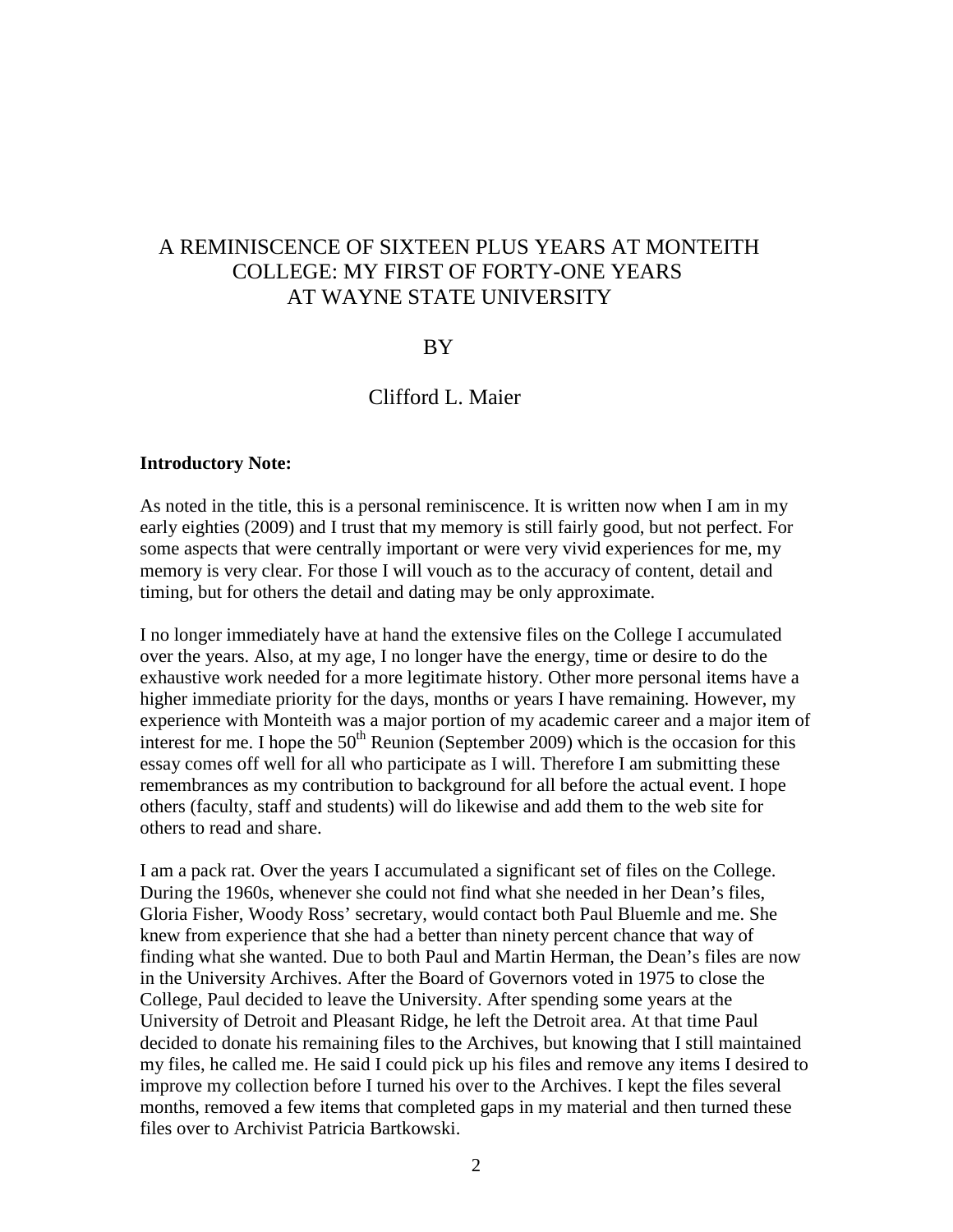# A REMINISCENCE OF SIXTEEN PLUS YEARS AT MONTEITH COLLEGE: MY FIRST OF FORTY-ONE YEARS AT WAYNE STATE UNIVERSITY

BY

Clifford L. Maier

**Introductory Note:**

As noted in the title, this is a personal reminiscence. It is written now when I am in my early eighties (2009) and I trust that my memory is still fairly good, but not perfect. For some aspects that were centrally important or were very vivid experiences for me, my memory is very clear. For those I will vouch as to the accuracy of content, detail and timing, but for others the detail and dating may be only approximate.

I no longer immediately have at hand the extensive files on the College I accumulated over the years. Also, at my age, I no longer have the energy, time or desire to do the exhaustive work needed for a more legitimate history. Other more personal items have a higher immediate priority for the days, months or years I have remaining. However, my experience with Monteith was a major portion of my academic career and a major item of interest for me. I hope the 50th Reunion (September 2009) which is the occasion for this essay comes off well for all who participate as I will. Therefore I am submitting these remembrances as my contribution to background for all before the actual event. I hope others (faculty, staff and students) will do likewise and add them to the web site for others to read and share.

I am a pack rat. Over the years I accumulated a significant set of files on the College. During the 1960s, whenever she could not find what she needed in her Dean's files, Gloria Fisher, Woody Ross' secretary, would contact both Paul Bluemle and me. She knew from experience that she had a better than ninety percent chance that way of finding what she wanted. Due to both Paul and Martin Herman, the Dean's files are now in the University Archives. After the Board of Governors voted in 1975 to close the College, Paul decided to leave the University. After spending some years at the University of Detroit and Pleasant Ridge, he left the Detroit area. At that time Paul decided to donate his remaining files to the Archives, but knowing that I still maintained my files, he called me. He said I could pick up his files and remove any items I desired to improve my collection before I turned his over to the Archives. I kept the files several months, removed a few items that completed gaps in my material and then turned these files over to Archivist Patricia Bartkowski.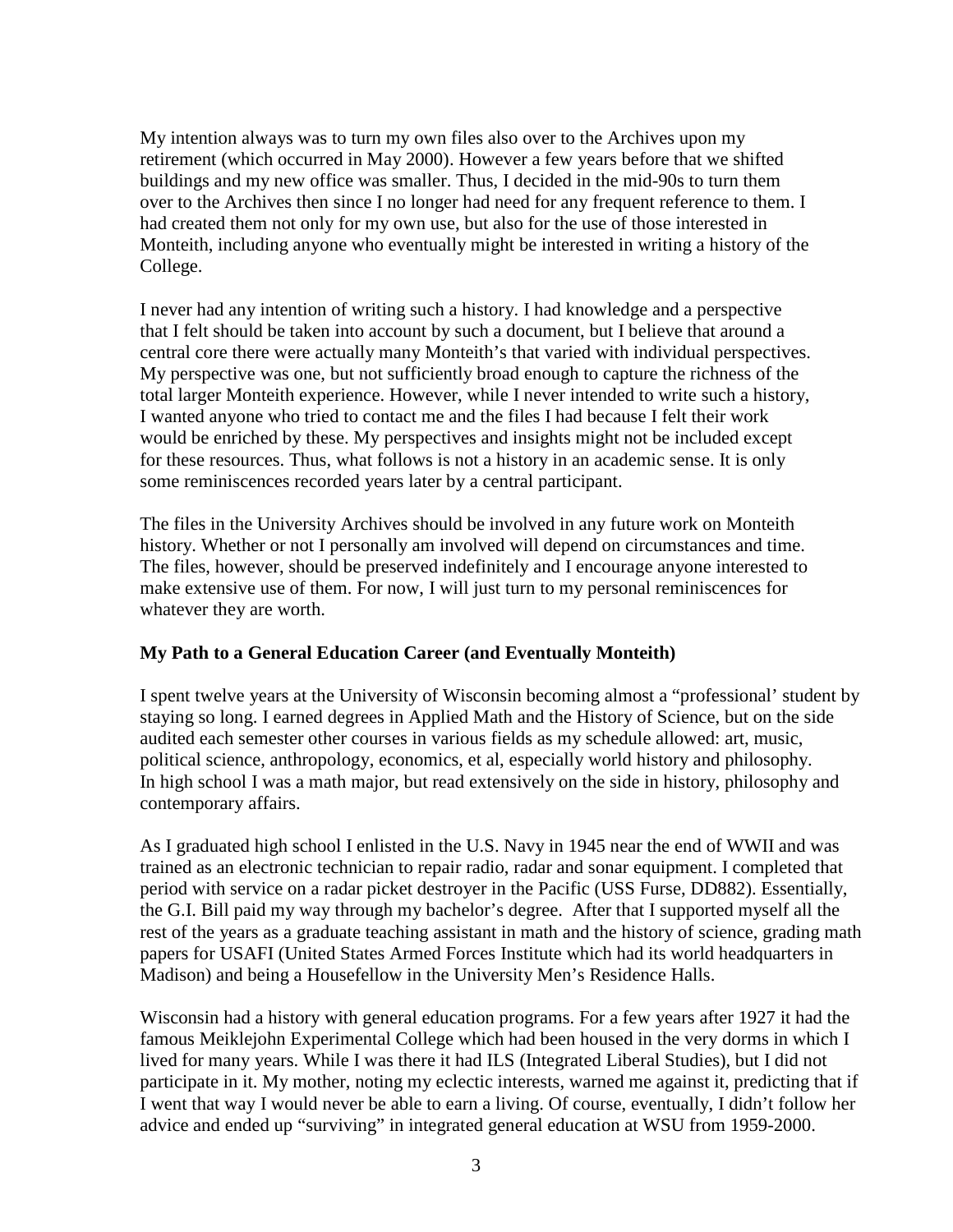My intention always was to turn my own files also over to the Archives upon my retirement (which occurred in May 2000). However a few years before that we shifted buildings and my new office was smaller. Thus, I decided in the mid-90s to turn them over to the Archives then since I no longer had need for any frequent reference to them. I had created them not only for my own use, but also for the use of those interested in Monteith, including anyone who eventually might be interested in writing a history of the College.

I never had any intention of writing such a history. I had knowledge and a perspective that I felt should be taken into account by such a document, but I believe that around a central core there were actually many Monteith's that varied with individual perspectives. My perspective was one, but not sufficiently broad enough to capture the richness of the total larger Monteith experience. However, while I never intended to write such a history, I wanted anyone who tried to contact me and the files I had because I felt their work would be enriched by these. My perspectives and insights might not be included except for these resources. Thus, what follows is not a history in an academic sense. It is only some reminiscences recorded years later by a central participant.

The files in the University Archives should be involved in any future work on Monteith history. Whether or not I personally am involved will depend on circumstances and time. The files, however, should be preserved indefinitely and I encourage anyone interested to make extensive use of them. For now, I will just turn to my personal reminiscences for whatever they are worth.

### My Path to a General Education Career (and Eventually Monteith)

I spent twelve years at the University of Wisconsin becoming almost a "professional' student by staying so long. I earned degrees in Applied Math and the History of Science, but on the side audited each semester other courses in various fields as my schedule allowed: art, music, political science, anthropology, economics, et al, especially world history and philosophy. In high school I was a math major, but read extensively on the side in history, philosophy and contemporary affairs.

As I graduated high school I enlisted in the U.S. Navy in 1945 near the end of WWII and was trained as an electronic technician to repair radio, radar and sonar equipment. I completed that period with service on a radar picket destroyer in the Pacific (USS Furse, DD882). Essentially, the G.I. Bill paid my way through my bachelor's degree. After that I supported myself all the rest of the years as a graduate teaching assistant in math and the history of science, grading math papers for USAFI (United States Armed Forces Institute which had its world headquarters in Madison) and being a Housefellow in the University Men's Residence Halls.

Wisconsin had a history with general education programs. For a few years after 1927 it had the famous Meiklejohn Experimental College which had been housed in the very dorms in which I lived for many years. While I was there it had ILS (Integrated Liberal Studies), but I did not participate in it. My mother, noting my eclectic interests, warned me against it, predicting that if I went that way I would never be able to earn a living. Of course, eventually, I didn't follow her advice and ended up "surviving" in integrated general education at WSU from 1959-2000.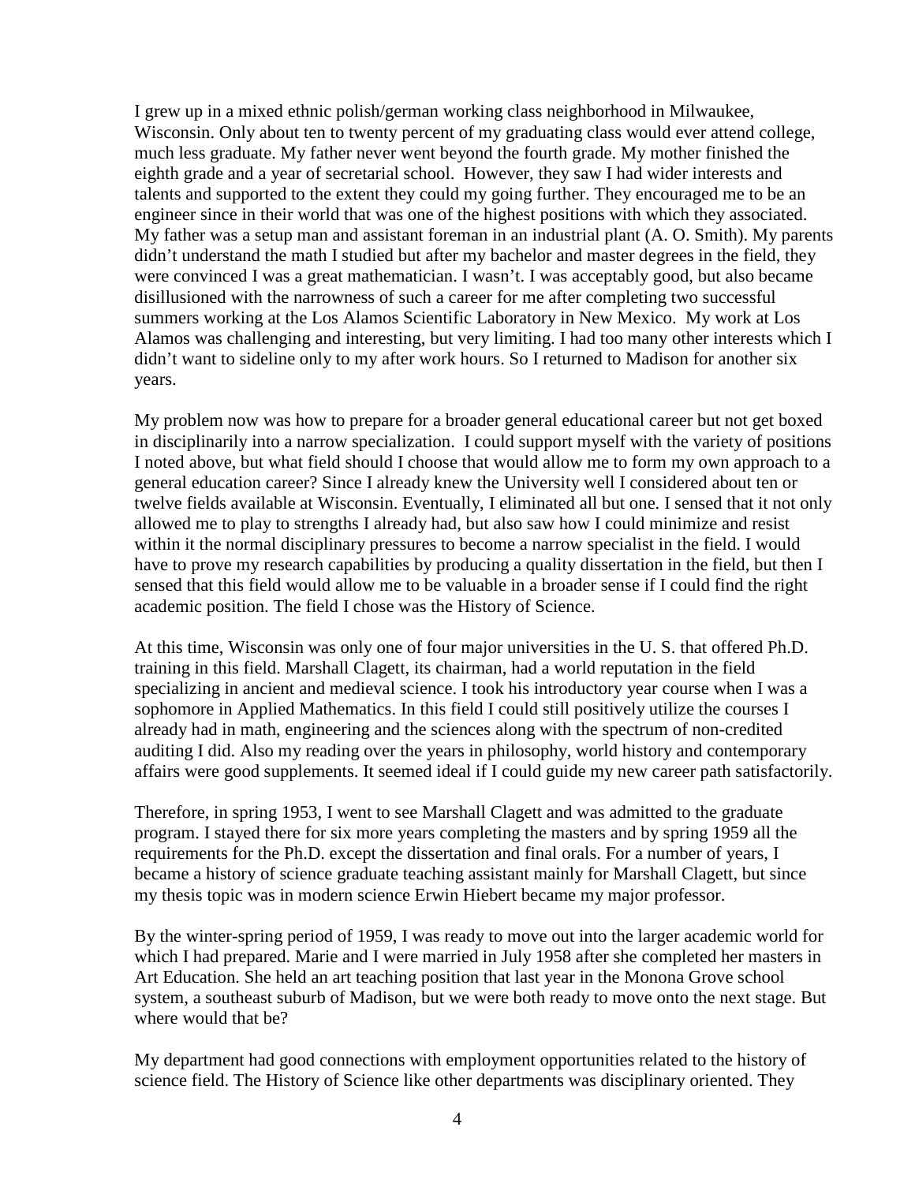I grew up in a mixed ethnic polish/german working class neighborhood in Milwaukee, Wisconsin. Only about ten to twenty percent of my graduating class would ever attend college, much less graduate. My father never went beyond the fourth grade. My mother finished the eighth grade and a year of secretarial school. However, they saw I had wider interests and talents and supported to the extent they could my going further. They encouraged me to be an engineer since in their world that was one of the highest positions with which they associated. My father was a setup man and assistant foreman in an industrial plant (A. O. Smith). My parents didn't understand the math I studied but after my bachelor and master degrees in the field, they were convinced I was a great mathematician. I wasn't. I was acceptably good, but also became disillusioned with the narrowness of such a career for me after completing two successful summers working at the Los Alamos Scientific Laboratory in New Mexico. My work at Los Alamos was challenging and interesting, but very limiting. I had too many other interests which I didn't want to sideline only to my after work hours. So I returned to Madison for another six years.

My problem now was how to prepare for a broader general educational career but not get boxed in disciplinarily into a narrow specialization. I could support myself with the variety of positions I noted above, but what field should I choose that would allow me to form my own approach to a general education career? Since I already knew the University well I considered about ten or twelve fields available at Wisconsin. Eventually, I eliminated all but one. I sensed that it not only allowed me to play to strengths I already had, but also saw how I could minimize and resist within it the normal disciplinary pressures to become a narrow specialist in the field. I would have to prove my research capabilities by producing a quality dissertation in the field, but then I sensed that this field would allow me to be valuable in a broader sense if I could find the right academic position. The field I chose was the History of Science.

At this time, Wisconsin was only one of four major universities in the U. S. that offered Ph.D. training in this field. Marshall Clagett, its chairman, had a world reputation in the field specializing in ancient and medieval science. I took his introductory year course when I was a sophomore in Applied Mathematics. In this field I could still positively utilize the courses I already had in math, engineering and the sciences along with the spectrum of non-credited auditing I did. Also my reading over the years in philosophy, world history and contemporary affairs were good supplements. It seemed ideal if I could guide my new career path satisfactorily.

Therefore, in spring 1953, I went to see Marshall Clagett and was admitted to the graduate program. I stayed there for six more years completing the masters and by spring 1959 all the requirements for the Ph.D. except the dissertation and final orals. For a number of years, I became a history of science graduate teaching assistant mainly for Marshall Clagett, but since my thesis topic was in modern science Erwin Hiebert became my major professor.

By the winter-spring period of 1959, I was ready to move out into the larger academic world for which I had prepared. Marie and I were married in July 1958 after she completed her masters in Art Education. She held an art teaching position that last year in the Monona Grove school system, a southeast suburb of Madison, but we were both ready to move onto the next stage. But where would that be?

My department had good connections with employment opportunities related to the history of science field. The History of Science like other departments was disciplinary oriented. They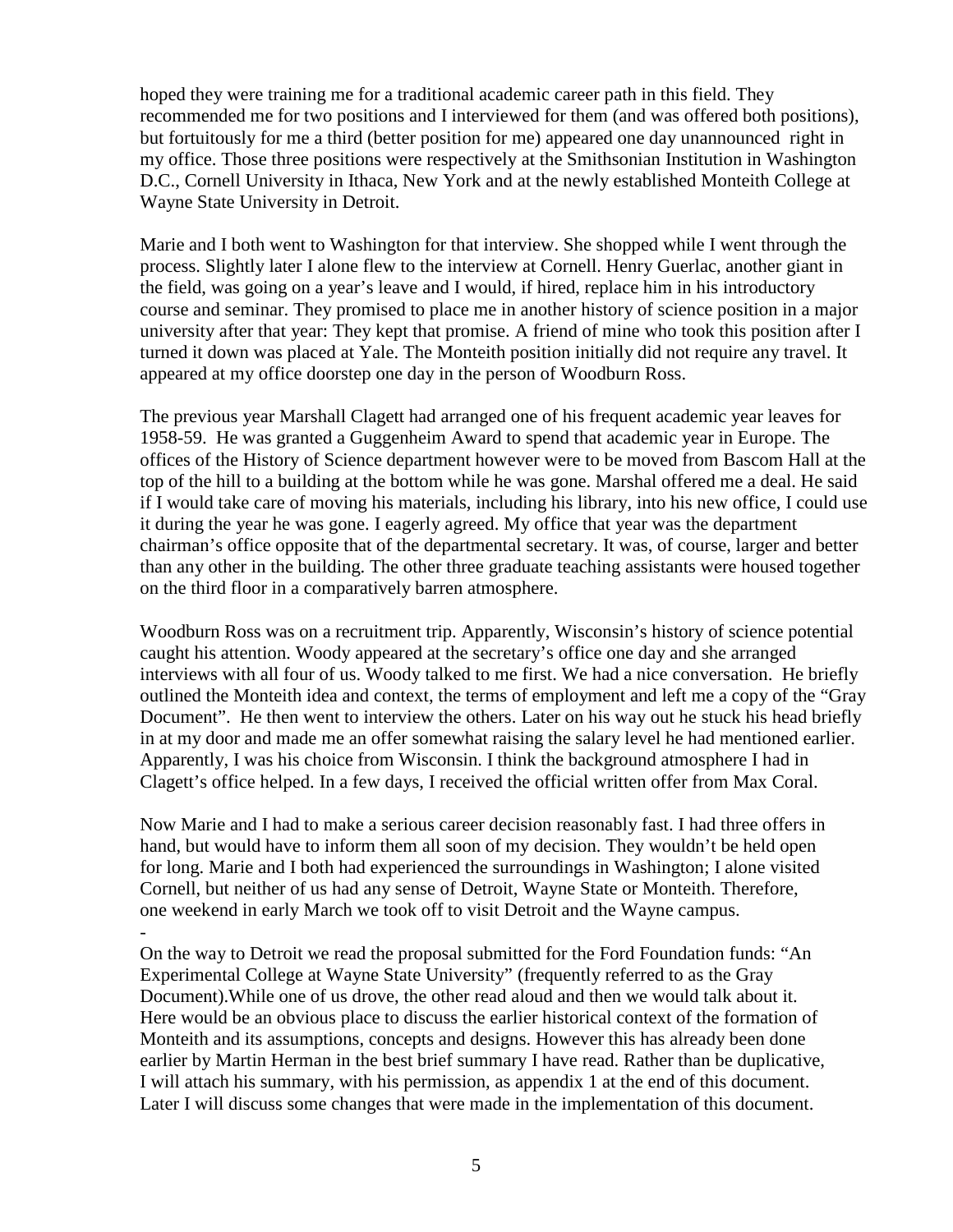hoped they were training me for a traditional academic career path in this field. They recommended me for two positions and I interviewed for them (and was offered both positions), but fortuitously for me a third (better position for me) appeared one day unannounced right in my office. Those three positions were respectively at the Smithsonian Institution in Washington D.C., Cornell University in Ithaca, New York and at the newly established Monteith College at Wayne State University in Detroit.

Marie and I both went to Washington for that interview. She shopped while I went through the process. Slightly later I alone flew to the interview at Cornell. Henry Guerlac, another giant in the field, was going on a year's leave and I would, if hired, replace him in his introductory course and seminar. They promised to place me in another history of science position in a major university after that year: They kept that promise. A friend of mine who took this position after I turned it down was placed at Yale. The Monteith position initially did not require any travel. It appeared at my office doorstep one day in the person of Woodburn Ross.

The previous year Marshall Clagett had arranged one of his frequent academic year leaves for 1958-59. He was granted a Guggenheim Award to spend that academic year in Europe. The offices of the History of Science department however were to be moved from Bascom Hall at the top of the hill to a building at the bottom while he was gone. Marshal offered me a deal. He said if I would take care of moving his materials, including his library, into his new office, I could use it during the year he was gone. I eagerly agreed. My office that year was the department chairman's office opposite that of the departmental secretary. It was, of course, larger and better than any other in the building. The other three graduate teaching assistants were housed together on the third floor in a comparatively barren atmosphere.

Woodburn Ross was on a recruitment trip. Apparently, Wisconsin's history of science potential caught his attention. Woody appeared at the secretary's office one day and she arranged interviews with all four of us. Woody talked to me first. We had a nice conversation. He briefly outlined the Monteith idea and context, the terms of employment and left me a copy of the "Gray Document". He then went to interview the others. Later on his way out he stuck his head briefly in at my door and made me an offer somewhat raising the salary level he had mentioned earlier. Apparently, I was his choice from Wisconsin. I think the background atmosphere I had in Clagett's office helped. In a few days, I received the official written offer from Max Coral.

Now Marie and I had to make a serious career decision reasonably fast. I had three offers in hand, but would have to inform them all soon of my decision. They wouldn't be held open for long. Marie and I both had experienced the surroundings in Washington; I alone visited Cornell, but neither of us had any sense of Detroit, Wayne State or Monteith. Therefore, one weekend in early March we took off to visit Detroit and the Wayne campus.

-

On the way to Detroit we read the proposal submitted for the Ford Foundation funds: "An Experimental College at Wayne State University" (frequently referred to as the Gray Document).While one of us drove, the other read aloud and then we would talk about it. Here would be an obvious place to discuss the earlier historical context of the formation of Monteith and its assumptions, concepts and designs. However this has already been done earlier by Martin Herman in the best brief summary I have read. Rather than be duplicative, I will attach his summary, with his permission, as appendix 1 at the end of this document. Later I will discuss some changes that were made in the implementation of this document.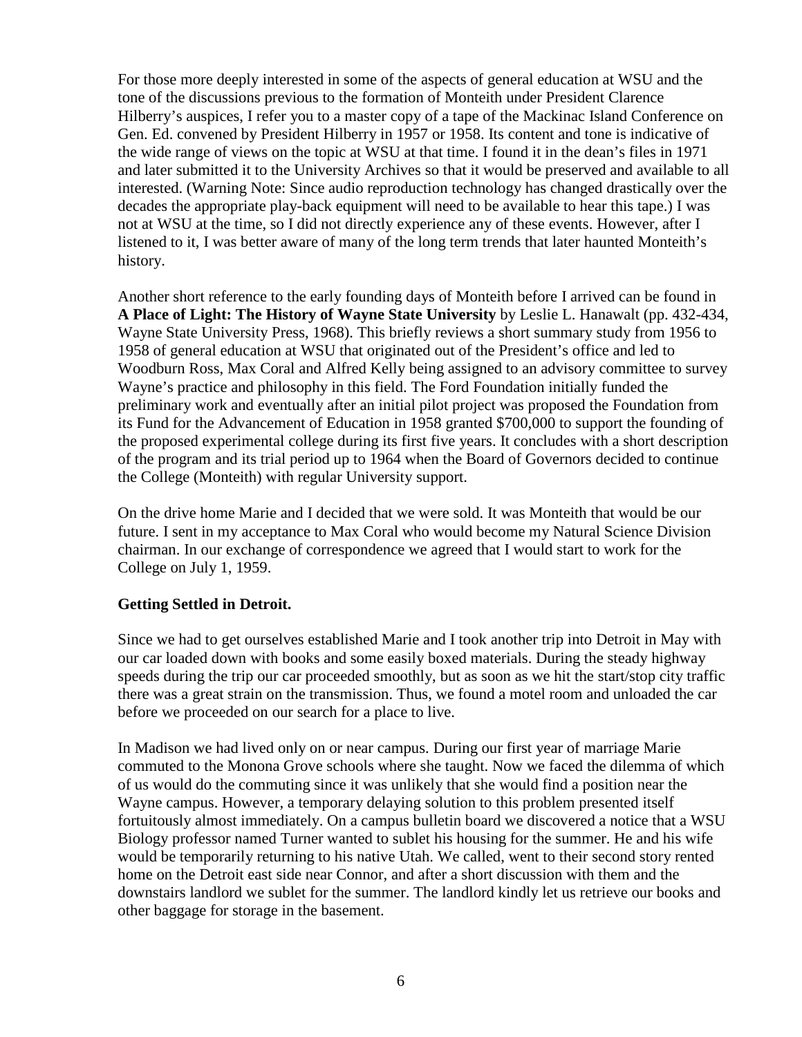For those more deeply interested in some of the aspects of general education at WSU and the tone of the discussions previous to the formation of Monteith under President Clarence Hilberry's auspices, I refer you to a master copy of a tape of the Mackinac Island Conference on Gen. Ed. convened by President Hilberry in 1957 or 1958. Its content and tone is indicative of the wide range of views on the topic at WSU at that time. I found it in the dean's files in 1971 and later submitted it to the University Archives so that it would be preserved and available to all interested. (Warning Note: Since audio reproduction technology has changed drastically over the decades the appropriate play-back equipment will need to be available to hear this tape.) I was not at WSU at the time, so I did not directly experience any of these events. However, after I listened to it, I was better aware of many of the long term trends that later haunted Monteith's history.

Another short reference to the early founding days of Monteith before I arrived can be found in **A Place of Light: The History of Wayne State University** by Leslie L. Hanawalt (pp. 432-434, Wayne State University Press, 1968). This briefly reviews a short summary study from 1956 to 1958 of general education at WSU that originated out of the President's office and led to Woodburn Ross, Max Coral and Alfred Kelly being assigned to an advisory committee to survey Wayne's practice and philosophy in this field. The Ford Foundation initially funded the preliminary work and eventually after an initial pilot project was proposed the Foundation from its Fund for the Advancement of Education in 1958 granted $700,000 to support the founding of the proposed experimental college during its first five years. It concludes with a short description of the program and its trial period up to 1964 when the Board of Governors decided to continue the College (Monteith) with regular University support.

On the drive home Marie and I decided that we were sold. It was Monteith that would be our future. I sent in my acceptance to Max Coral who would become my Natural Science Division chairman. In our exchange of correspondence we agreed that I would start to work for the College on July 1, 1959.

**Getting Settled in Detroit.**

Since we had to get ourselves established Marie and I took another trip into Detroit in May with our car loaded down with books and some easily boxed materials. During the steady highway speeds during the trip our car proceeded smoothly, but as soon as we hit the start/stop city traffic there was a great strain on the transmission. Thus, we found a motel room and unloaded the car before we proceeded on our search for a place to live.

In Madison we had lived only on or near campus. During our first year of marriage Marie commuted to the Monona Grove schools where she taught. Now we faced the dilemma of which of us would do the commuting since it was unlikely that she would find a position near the Wayne campus. However, a temporary delaying solution to this problem presented itself fortuitously almost immediately. On a campus bulletin board we discovered a notice that a WSU Biology professor named Turner wanted to sublet his housing for the summer. He and his wife would be temporarily returning to his native Utah. We called, went to their second story rented home on the Detroit east side near Connor, and after a short discussion with them and the downstairs landlord we sublet for the summer. The landlord kindly let us retrieve our books and other baggage for storage in the basement.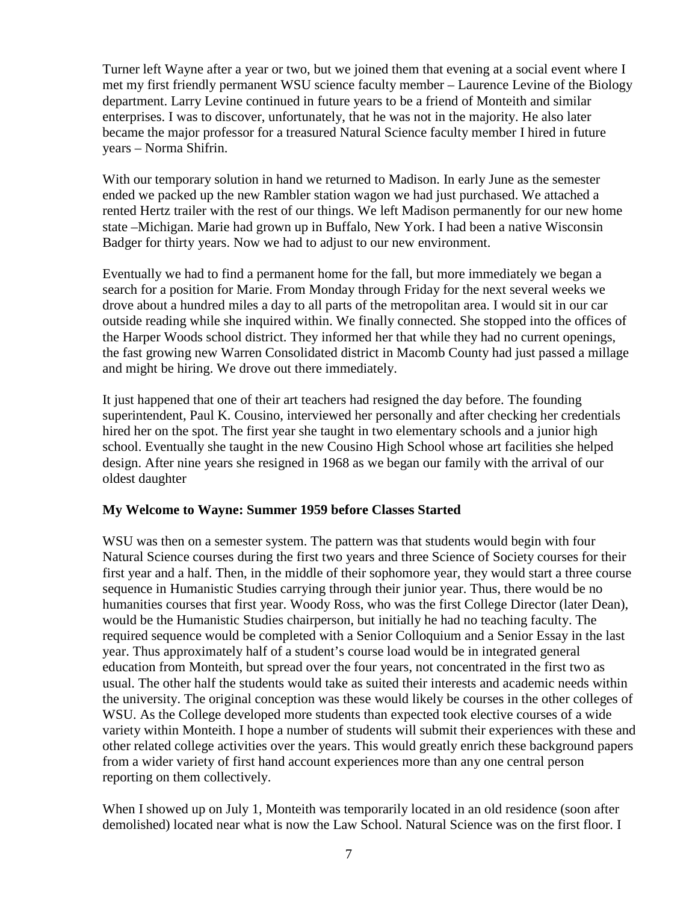Turner left Wayne after a year or two, but we joined them that evening at a social event where I met my first friendly permanent WSU science faculty member – Laurence Levine of the Biology department. Larry Levine continued in future years to be a friend of Monteith and similar enterprises. I was to discover, unfortunately, that he was not in the majority. He also later became the major professor for a treasured Natural Science faculty member I hired in future years – Norma Shifrin.

With our temporary solution in hand we returned to Madison. In early June as the semester ended we packed up the new Rambler station wagon we had just purchased. We attached a rented Hertz trailer with the rest of our things. We left Madison permanently for our new home state –Michigan. Marie had grown up in Buffalo, New York. I had been a native Wisconsin Badger for thirty years. Now we had to adjust to our new environment.

Eventually we had to find a permanent home for the fall, but more immediately we began a search for a position for Marie. From Monday through Friday for the next several weeks we drove about a hundred miles a day to all parts of the metropolitan area. I would sit in our car outside reading while she inquired within. We finally connected. She stopped into the offices of the Harper Woods school district. They informed her that while they had no current openings, the fast growing new Warren Consolidated district in Macomb County had just passed a millage and might be hiring. We drove out there immediately.

It just happened that one of their art teachers had resigned the day before. The founding superintendent, Paul K. Cousino, interviewed her personally and after checking her credentials hired her on the spot. The first year she taught in two elementary schools and a junior high school. Eventually she taught in the new Cousino High School whose art facilities she helped design. After nine years she resigned in 1968 as we began our family with the arrival of our oldest daughter

**My Welcome to Wayne: Summer 1959 before Classes Started**

WSU was then on a semester system. The pattern was that students would begin with four Natural Science courses during the first two years and three Science of Society courses for their first year and a half. Then, in the middle of their sophomore year, they would start a three course sequence in Humanistic Studies carrying through their junior year. Thus, there would be no humanities courses that first year. Woody Ross, who was the first College Director (later Dean), would be the Humanistic Studies chairperson, but initially he had no teaching faculty. The required sequence would be completed with a Senior Colloquium and a Senior Essay in the last year. Thus approximately half of a student's course load would be in integrated general education from Monteith, but spread over the four years, not concentrated in the first two as usual. The other half the students would take as suited their interests and academic needs within the university. The original conception was these would likely be courses in the other colleges of WSU. As the College developed more students than expected took elective courses of a wide variety within Monteith. I hope a number of students will submit their experiences with these and other related college activities over the years. This would greatly enrich these background papers from a wider variety of first hand account experiences more than any one central person reporting on them collectively.

When I showed up on July 1, Monteith was temporarily located in an old residence (soon after demolished) located near what is now the Law School. Natural Science was on the first floor. I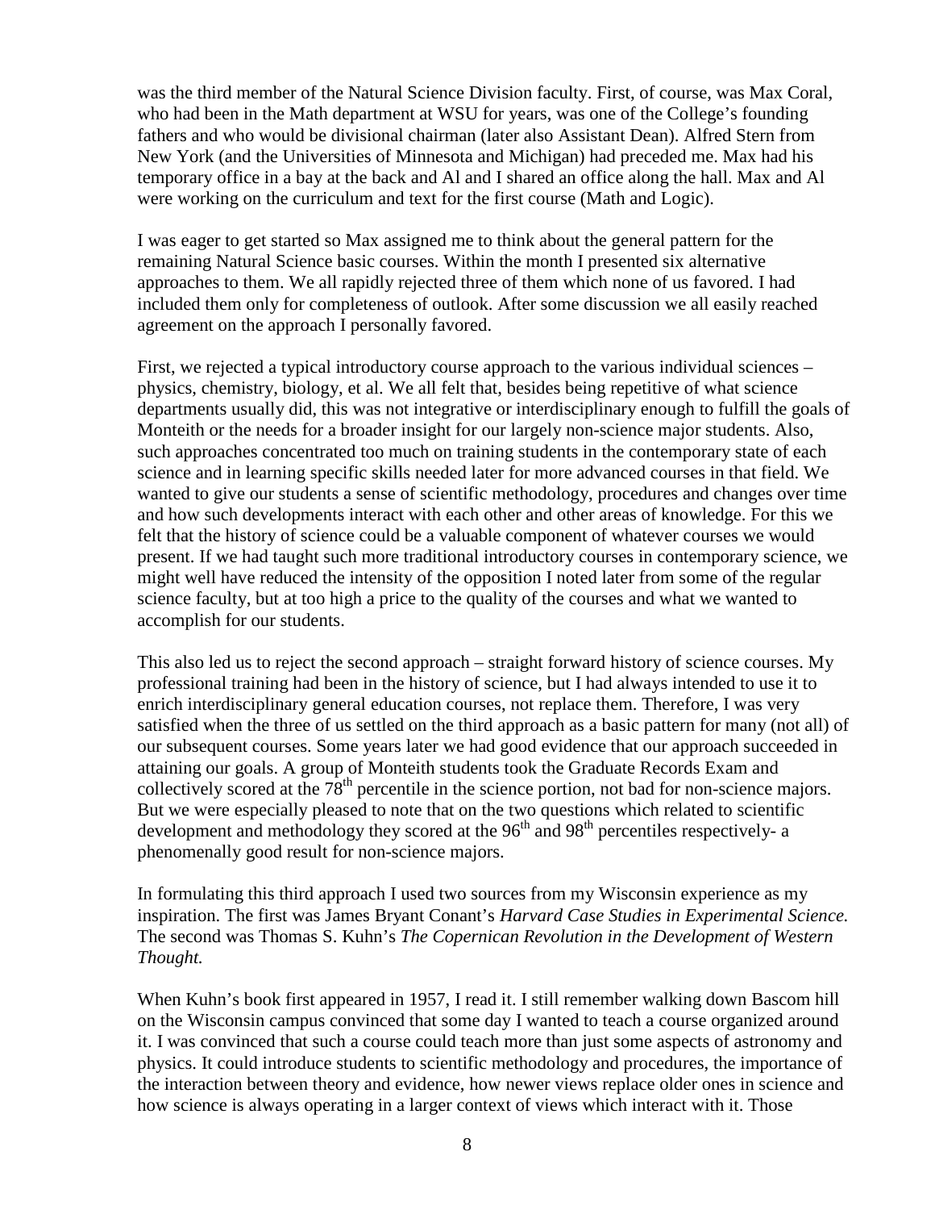was the third member of the Natural Science Division faculty. First, of course, was Max Coral, who had been in the Math department at WSU for years, was one of the College's founding fathers and who would be divisional chairman (later also Assistant Dean). Alfred Stern from New York (and the Universities of Minnesota and Michigan) had preceded me. Max had his temporary office in a bay at the back and Al and I shared an office along the hall. Max and Al were working on the curriculum and text for the first course (Math and Logic).

I was eager to get started so Max assigned me to think about the general pattern for the remaining Natural Science basic courses. Within the month I presented six alternative approaches to them. We all rapidly rejected three of them which none of us favored. I had included them only for completeness of outlook. After some discussion we all easily reached agreement on the approach I personally favored.

First, we rejected a typical introductory course approach to the various individual sciences – physics, chemistry, biology, et al. We all felt that, besides being repetitive of what science departments usually did, this was not integrative or interdisciplinary enough to fulfill the goals of Monteith or the needs for a broader insight for our largely non-science major students. Also, such approaches concentrated too much on training students in the contemporary state of each science and in learning specific skills needed later for more advanced courses in that field. We wanted to give our students a sense of scientific methodology, procedures and changes over time and how such developments interact with each other and other areas of knowledge. For this we felt that the history of science could be a valuable component of whatever courses we would present. If we had taught such more traditional introductory courses in contemporary science, we might well have reduced the intensity of the opposition I noted later from some of the regular science faculty, but at too high a price to the quality of the courses and what we wanted to accomplish for our students.

This also led us to reject the second approach – straight forward history of science courses. My professional training had been in the history of science, but I had always intended to use it to enrich interdisciplinary general education courses, not replace them. Therefore, I was very satisfied when the three of us settled on the third approach as a basic pattern for many (not all) of our subsequent courses. Some years later we had good evidence that our approach succeeded in attaining our goals. A group of Monteith students took the Graduate Records Exam and collectively scored at the 78th percentile in the science portion, not bad for non-science majors. But we were especially pleased to note that on the two questions which related to scientific development and methodology they scored at the 96th and 98th percentiles respectively- a phenomenally good result for non-science majors.

In formulating this third approach I used two sources from my Wisconsin experience as my inspiration. The first was James Bryant Conant's *Harvard Case Studies in Experimental Science.* The second was Thomas S. Kuhn's *The Copernican Revolution in the Development of Western Thought.*

When Kuhn's book first appeared in 1957, I read it. I still remember walking down Bascom hill on the Wisconsin campus convinced that some day I wanted to teach a course organized around it. I was convinced that such a course could teach more than just some aspects of astronomy and physics. It could introduce students to scientific methodology and procedures, the importance of the interaction between theory and evidence, how newer views replace older ones in science and how science is always operating in a larger context of views which interact with it. Those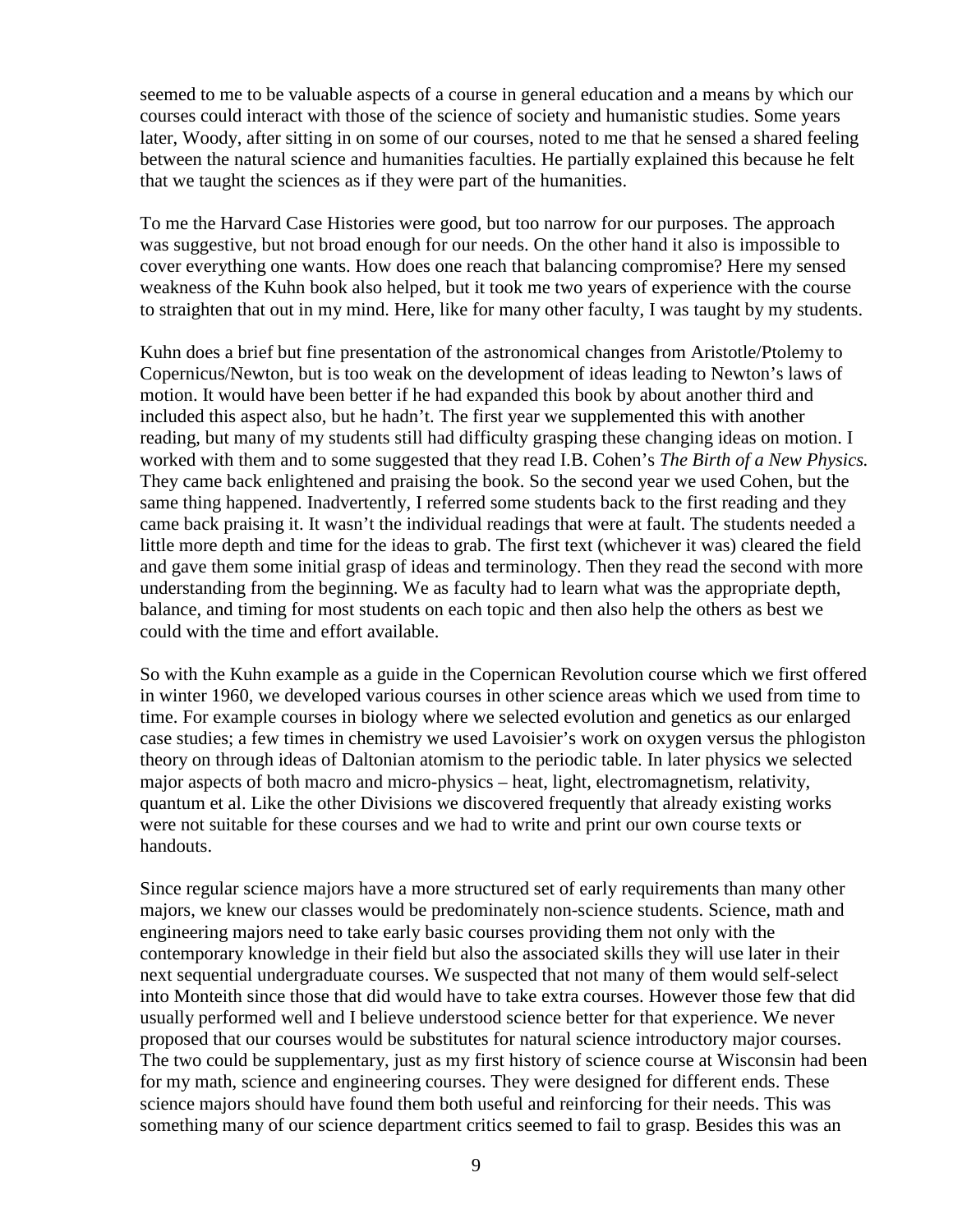seemed to me to be valuable aspects of a course in general education and a means by which our courses could interact with those of the science of society and humanistic studies. Some years later, Woody, after sitting in on some of our courses, noted to me that he sensed a shared feeling between the natural science and humanities faculties. He partially explained this because he felt that we taught the sciences as if they were part of the humanities.

To me the Harvard Case Histories were good, but too narrow for our purposes. The approach was suggestive, but not broad enough for our needs. On the other hand it also is impossible to cover everything one wants. How does one reach that balancing compromise? Here my sensed weakness of the Kuhn book also helped, but it took me two years of experience with the course to straighten that out in my mind. Here, like for many other faculty, I was taught by my students.

Kuhn does a brief but fine presentation of the astronomical changes from Aristotle/Ptolemy to Copernicus/Newton, but is too weak on the development of ideas leading to Newton's laws of motion. It would have been better if he had expanded this book by about another third and included this aspect also, but he hadn't. The first year we supplemented this with another reading, but many of my students still had difficulty grasping these changing ideas on motion. I worked with them and to some suggested that they read I.B. Cohen's *The Birth of a New Physics.* They came back enlightened and praising the book. So the second year we used Cohen, but the same thing happened. Inadvertently, I referred some students back to the first reading and they came back praising it. It wasn't the individual readings that were at fault. The students needed a little more depth and time for the ideas to grab. The first text (whichever it was) cleared the field and gave them some initial grasp of ideas and terminology. Then they read the second with more understanding from the beginning. We as faculty had to learn what was the appropriate depth, balance, and timing for most students on each topic and then also help the others as best we could with the time and effort available.

So with the Kuhn example as a guide in the Copernican Revolution course which we first offered in winter 1960, we developed various courses in other science areas which we used from time to time. For example courses in biology where we selected evolution and genetics as our enlarged case studies; a few times in chemistry we used Lavoisier's work on oxygen versus the phlogiston theory on through ideas of Daltonian atomism to the periodic table. In later physics we selected major aspects of both macro and micro-physics – heat, light, electromagnetism, relativity, quantum et al. Like the other Divisions we discovered frequently that already existing works were not suitable for these courses and we had to write and print our own course texts or handouts.

Since regular science majors have a more structured set of early requirements than many other majors, we knew our classes would be predominately non-science students. Science, math and engineering majors need to take early basic courses providing them not only with the contemporary knowledge in their field but also the associated skills they will use later in their next sequential undergraduate courses. We suspected that not many of them would self-select into Monteith since those that did would have to take extra courses. However those few that did usually performed well and I believe understood science better for that experience. We never proposed that our courses would be substitutes for natural science introductory major courses. The two could be supplementary, just as my first history of science course at Wisconsin had been for my math, science and engineering courses. They were designed for different ends. These science majors should have found them both useful and reinforcing for their needs. This was something many of our science department critics seemed to fail to grasp. Besides this was an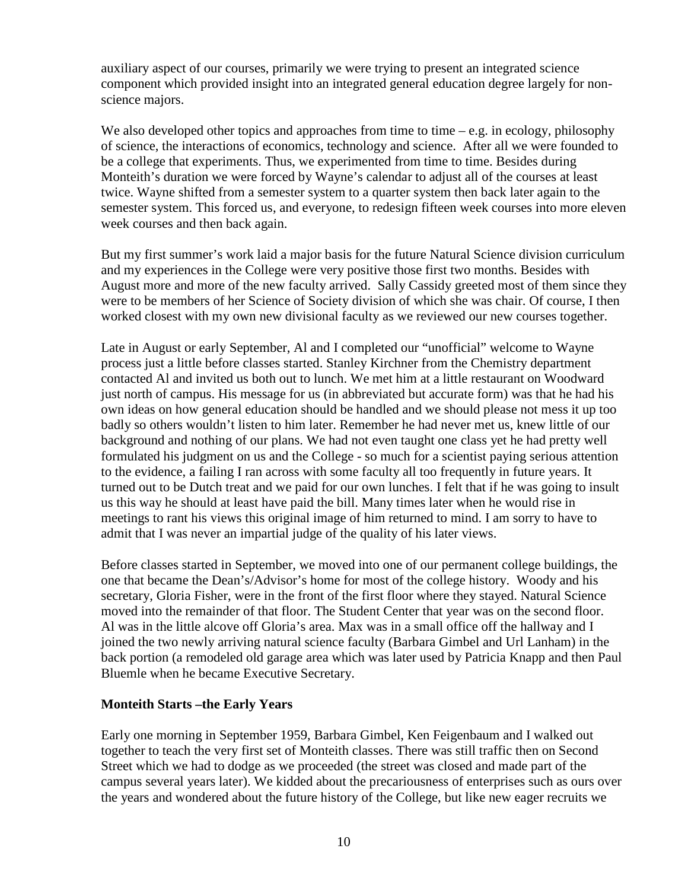auxiliary aspect of our courses, primarily we were trying to present an integrated science component which provided insight into an integrated general education degree largely for non-science majors.

We also developed other topics and approaches from time to time – e.g. in ecology, philosophy of science, the interactions of economics, technology and science. After all we were founded to be a college that experiments. Thus, we experimented from time to time. Besides during Monteith's duration we were forced by Wayne's calendar to adjust all of the courses at least twice. Wayne shifted from a semester system to a quarter system then back later again to the semester system. This forced us, and everyone, to redesign fifteen week courses into more eleven week courses and then back again.

But my first summer's work laid a major basis for the future Natural Science division curriculum and my experiences in the College were very positive those first two months. Besides with August more and more of the new faculty arrived. Sally Cassidy greeted most of them since they were to be members of her Science of Society division of which she was chair. Of course, I then worked closest with my own new divisional faculty as we reviewed our new courses together.

Late in August or early September, Al and I completed our "unofficial" welcome to Wayne process just a little before classes started. Stanley Kirchner from the Chemistry department contacted Al and invited us both out to lunch. We met him at a little restaurant on Woodward just north of campus. His message for us (in abbreviated but accurate form) was that he had his own ideas on how general education should be handled and we should please not mess it up too badly so others wouldn't listen to him later. Remember he had never met us, knew little of our background and nothing of our plans. We had not even taught one class yet he had pretty well formulated his judgment on us and the College - so much for a scientist paying serious attention to the evidence, a failing I ran across with some faculty all too frequently in future years. It turned out to be Dutch treat and we paid for our own lunches. I felt that if he was going to insult us this way he should at least have paid the bill. Many times later when he would rise in meetings to rant his views this original image of him returned to mind. I am sorry to have to admit that I was never an impartial judge of the quality of his later views.

Before classes started in September, we moved into one of our permanent college buildings, the one that became the Dean's/Advisor's home for most of the college history. Woody and his secretary, Gloria Fisher, were in the front of the first floor where they stayed. Natural Science moved into the remainder of that floor. The Student Center that year was on the second floor. Al was in the little alcove off Gloria's area. Max was in a small office off the hallway and I joined the two newly arriving natural science faculty (Barbara Gimbel and Url Lanham) in the back portion (a remodeled old garage area which was later used by Patricia Knapp and then Paul Bluemle when he became Executive Secretary.

**Monteith Starts –the Early Years**

Early one morning in September 1959, Barbara Gimbel, Ken Feigenbaum and I walked out together to teach the very first set of Monteith classes. There was still traffic then on Second Street which we had to dodge as we proceeded (the street was closed and made part of the campus several years later). We kidded about the precariousness of enterprises such as ours over the years and wondered about the future history of the College, but like new eager recruits we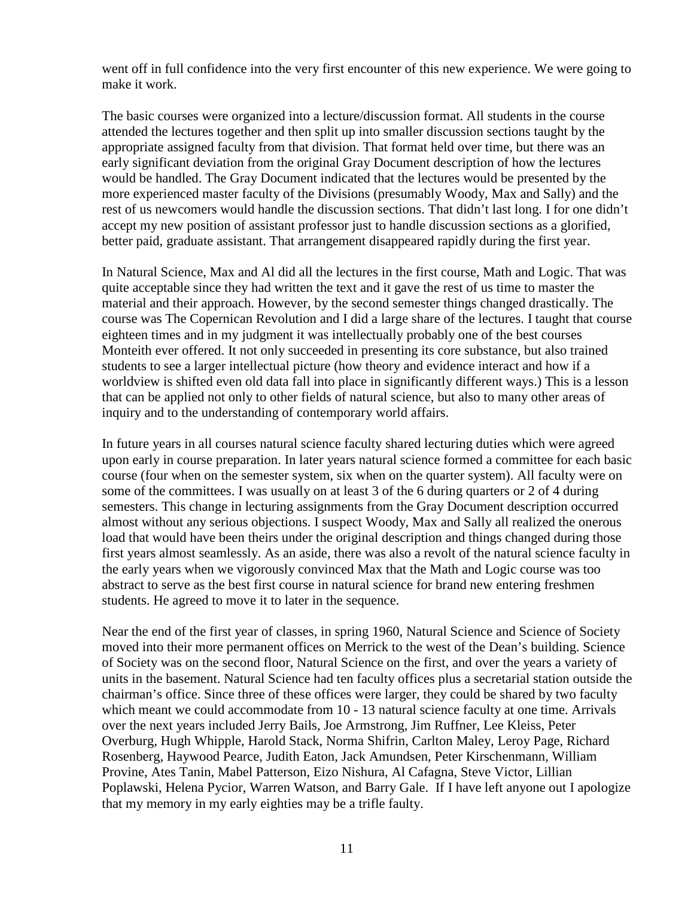went off in full confidence into the very first encounter of this new experience. We were going to make it work.

The basic courses were organized into a lecture/discussion format. All students in the course attended the lectures together and then split up into smaller discussion sections taught by the appropriate assigned faculty from that division. That format held over time, but there was an early significant deviation from the original Gray Document description of how the lectures would be handled. The Gray Document indicated that the lectures would be presented by the more experienced master faculty of the Divisions (presumably Woody, Max and Sally) and the rest of us newcomers would handle the discussion sections. That didn't last long. I for one didn't accept my new position of assistant professor just to handle discussion sections as a glorified, better paid, graduate assistant. That arrangement disappeared rapidly during the first year.

In Natural Science, Max and Al did all the lectures in the first course, Math and Logic. That was quite acceptable since they had written the text and it gave the rest of us time to master the material and their approach. However, by the second semester things changed drastically. The course was The Copernican Revolution and I did a large share of the lectures. I taught that course eighteen times and in my judgment it was intellectually probably one of the best courses Monteith ever offered. It not only succeeded in presenting its core substance, but also trained students to see a larger intellectual picture (how theory and evidence interact and how if a worldview is shifted even old data fall into place in significantly different ways.) This is a lesson that can be applied not only to other fields of natural science, but also to many other areas of inquiry and to the understanding of contemporary world affairs.

In future years in all courses natural science faculty shared lecturing duties which were agreed upon early in course preparation. In later years natural science formed a committee for each basic course (four when on the semester system, six when on the quarter system). All faculty were on some of the committees. I was usually on at least 3 of the 6 during quarters or 2 of 4 during semesters. This change in lecturing assignments from the Gray Document description occurred almost without any serious objections. I suspect Woody, Max and Sally all realized the onerous load that would have been theirs under the original description and things changed during those first years almost seamlessly. As an aside, there was also a revolt of the natural science faculty in the early years when we vigorously convinced Max that the Math and Logic course was too abstract to serve as the best first course in natural science for brand new entering freshmen students. He agreed to move it to later in the sequence.

Near the end of the first year of classes, in spring 1960, Natural Science and Science of Society moved into their more permanent offices on Merrick to the west of the Dean's building. Science of Society was on the second floor, Natural Science on the first, and over the years a variety of units in the basement. Natural Science had ten faculty offices plus a secretarial station outside the chairman's office. Since three of these offices were larger, they could be shared by two faculty which meant we could accommodate from 10 - 13 natural science faculty at one time. Arrivals over the next years included Jerry Bails, Joe Armstrong, Jim Ruffner, Lee Kleiss, Peter Overburg, Hugh Whipple, Harold Stack, Norma Shifrin, Carlton Maley, Leroy Page, Richard Rosenberg, Haywood Pearce, Judith Eaton, Jack Amundsen, Peter Kirschenmann, William Provine, Ates Tanin, Mabel Patterson, Eizo Nishura, Al Cafagna, Steve Victor, Lillian Poplawski, Helena Pycior, Warren Watson, and Barry Gale. If I have left anyone out I apologize that my memory in my early eighties may be a trifle faulty.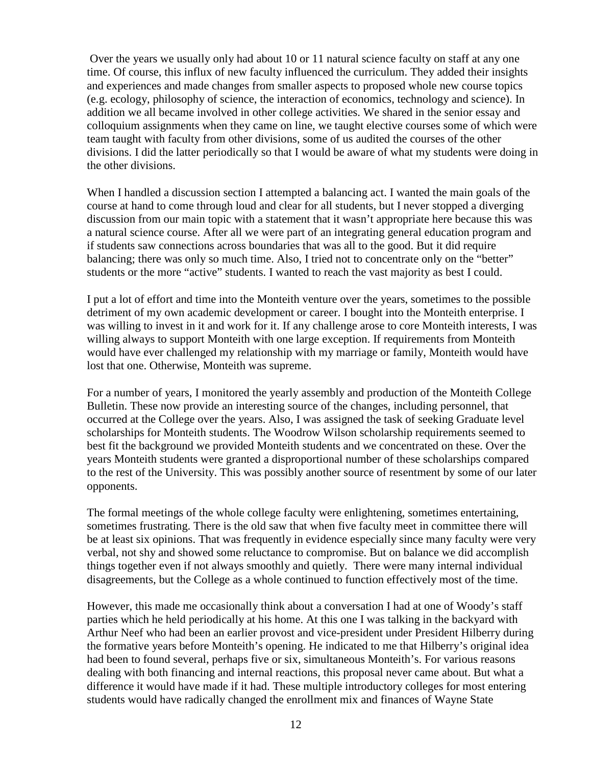Over the years we usually only had about 10 or 11 natural science faculty on staff at any one time. Of course, this influx of new faculty influenced the curriculum. They added their insights and experiences and made changes from smaller aspects to proposed whole new course topics (e.g. ecology, philosophy of science, the interaction of economics, technology and science). In addition we all became involved in other college activities. We shared in the senior essay and colloquium assignments when they came on line, we taught elective courses some of which were team taught with faculty from other divisions, some of us audited the courses of the other divisions. I did the latter periodically so that I would be aware of what my students were doing in the other divisions.

When I handled a discussion section I attempted a balancing act. I wanted the main goals of the course at hand to come through loud and clear for all students, but I never stopped a diverging discussion from our main topic with a statement that it wasn't appropriate here because this was a natural science course. After all we were part of an integrating general education program and if students saw connections across boundaries that was all to the good. But it did require balancing; there was only so much time. Also, I tried not to concentrate only on the "better" students or the more "active" students. I wanted to reach the vast majority as best I could.

I put a lot of effort and time into the Monteith venture over the years, sometimes to the possible detriment of my own academic development or career. I bought into the Monteith enterprise. I was willing to invest in it and work for it. If any challenge arose to core Monteith interests, I was willing always to support Monteith with one large exception. If requirements from Monteith would have ever challenged my relationship with my marriage or family, Monteith would have lost that one. Otherwise, Monteith was supreme.

For a number of years, I monitored the yearly assembly and production of the Monteith College Bulletin. These now provide an interesting source of the changes, including personnel, that occurred at the College over the years. Also, I was assigned the task of seeking Graduate level scholarships for Monteith students. The Woodrow Wilson scholarship requirements seemed to best fit the background we provided Monteith students and we concentrated on these. Over the years Monteith students were granted a disproportional number of these scholarships compared to the rest of the University. This was possibly another source of resentment by some of our later opponents.

The formal meetings of the whole college faculty were enlightening, sometimes entertaining, sometimes frustrating. There is the old saw that when five faculty meet in committee there will be at least six opinions. That was frequently in evidence especially since many faculty were very verbal, not shy and showed some reluctance to compromise. But on balance we did accomplish things together even if not always smoothly and quietly. There were many internal individual disagreements, but the College as a whole continued to function effectively most of the time.

However, this made me occasionally think about a conversation I had at one of Woody's staff parties which he held periodically at his home. At this one I was talking in the backyard with Arthur Neef who had been an earlier provost and vice-president under President Hilberry during the formative years before Monteith's opening. He indicated to me that Hilberry's original idea had been to found several, perhaps five or six, simultaneous Monteith's. For various reasons dealing with both financing and internal reactions, this proposal never came about. But what a difference it would have made if it had. These multiple introductory colleges for most entering students would have radically changed the enrollment mix and finances of Wayne State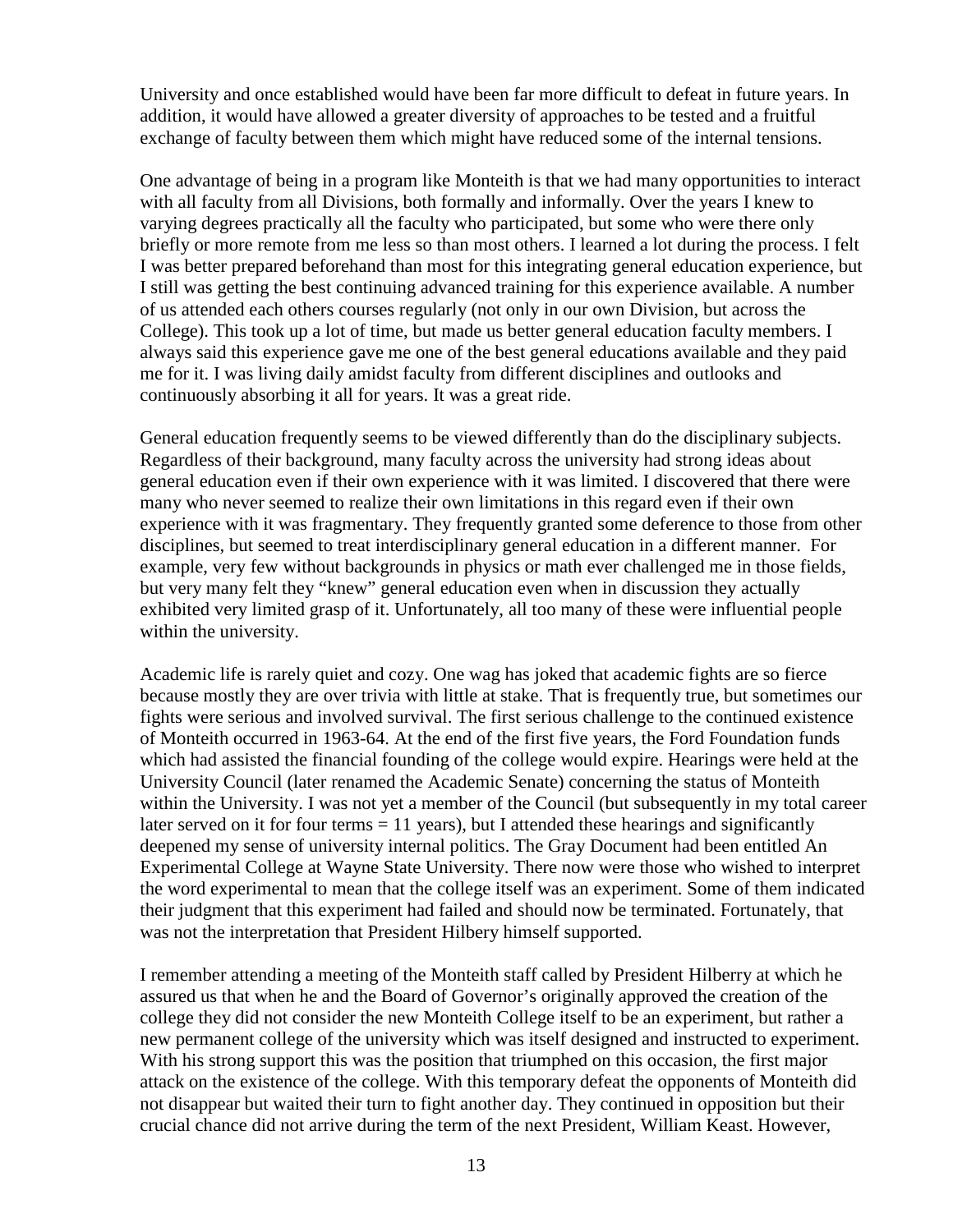University and once established would have been far more difficult to defeat in future years. In addition, it would have allowed a greater diversity of approaches to be tested and a fruitful exchange of faculty between them which might have reduced some of the internal tensions.

One advantage of being in a program like Monteith is that we had many opportunities to interact with all faculty from all Divisions, both formally and informally. Over the years I knew to varying degrees practically all the faculty who participated, but some who were there only briefly or more remote from me less so than most others. I learned a lot during the process. I felt I was better prepared beforehand than most for this integrating general education experience, but I still was getting the best continuing advanced training for this experience available. A number of us attended each others courses regularly (not only in our own Division, but across the College). This took up a lot of time, but made us better general education faculty members. I always said this experience gave me one of the best general educations available and they paid me for it. I was living daily amidst faculty from different disciplines and outlooks and continuously absorbing it all for years. It was a great ride.

General education frequently seems to be viewed differently than do the disciplinary subjects. Regardless of their background, many faculty across the university had strong ideas about general education even if their own experience with it was limited. I discovered that there were many who never seemed to realize their own limitations in this regard even if their own experience with it was fragmentary. They frequently granted some deference to those from other disciplines, but seemed to treat interdisciplinary general education in a different manner. For example, very few without backgrounds in physics or math ever challenged me in those fields, but very many felt they "knew" general education even when in discussion they actually exhibited very limited grasp of it. Unfortunately, all too many of these were influential people within the university.

Academic life is rarely quiet and cozy. One wag has joked that academic fights are so fierce because mostly they are over trivia with little at stake. That is frequently true, but sometimes our fights were serious and involved survival. The first serious challenge to the continued existence of Monteith occurred in 1963-64. At the end of the first five years, the Ford Foundation funds which had assisted the financial founding of the college would expire. Hearings were held at the University Council (later renamed the Academic Senate) concerning the status of Monteith within the University. I was not yet a member of the Council (but subsequently in my total career later served on it for four terms = 11 years), but I attended these hearings and significantly deepened my sense of university internal politics. The Gray Document had been entitled An Experimental College at Wayne State University. There now were those who wished to interpret the word experimental to mean that the college itself was an experiment. Some of them indicated their judgment that this experiment had failed and should now be terminated. Fortunately, that was not the interpretation that President Hilbery himself supported.

I remember attending a meeting of the Monteith staff called by President Hilberry at which he assured us that when he and the Board of Governor's originally approved the creation of the college they did not consider the new Monteith College itself to be an experiment, but rather a new permanent college of the university which was itself designed and instructed to experiment. With his strong support this was the position that triumphed on this occasion, the first major attack on the existence of the college. With this temporary defeat the opponents of Monteith did not disappear but waited their turn to fight another day. They continued in opposition but their crucial chance did not arrive during the term of the next President, William Keast. However,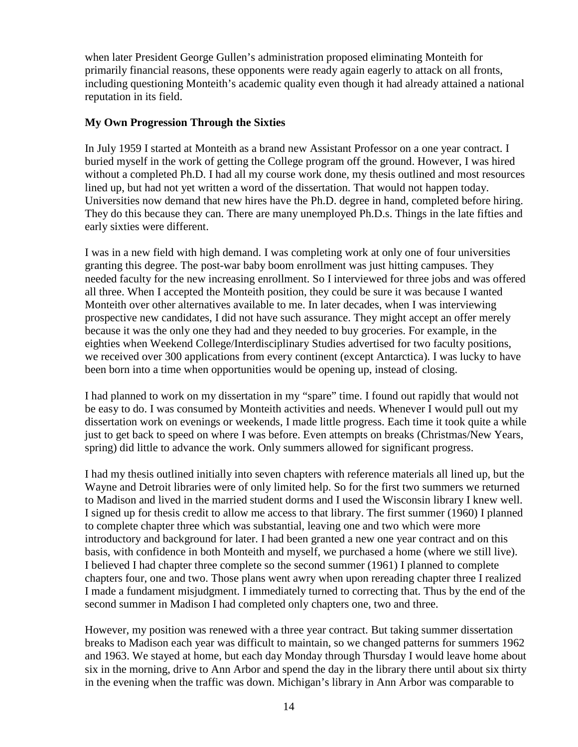when later President George Gullen's administration proposed eliminating Monteith for primarily financial reasons, these opponents were ready again eagerly to attack on all fronts, including questioning Monteith's academic quality even though it had already attained a national reputation in its field.

**My Own Progression Through the Sixties**

In July 1959 I started at Monteith as a brand new Assistant Professor on a one year contract. I buried myself in the work of getting the College program off the ground. However, I was hired without a completed Ph.D. I had all my course work done, my thesis outlined and most resources lined up, but had not yet written a word of the dissertation. That would not happen today. Universities now demand that new hires have the Ph.D. degree in hand, completed before hiring. They do this because they can. There are many unemployed Ph.D.s. Things in the late fifties and early sixties were different.

I was in a new field with high demand. I was completing work at only one of four universities granting this degree. The post-war baby boom enrollment was just hitting campuses. They needed faculty for the new increasing enrollment. So I interviewed for three jobs and was offered all three. When I accepted the Monteith position, they could be sure it was because I wanted Monteith over other alternatives available to me. In later decades, when I was interviewing prospective new candidates, I did not have such assurance. They might accept an offer merely because it was the only one they had and they needed to buy groceries. For example, in the eighties when Weekend College/Interdisciplinary Studies advertised for two faculty positions, we received over 300 applications from every continent (except Antarctica). I was lucky to have been born into a time when opportunities would be opening up, instead of closing.

I had planned to work on my dissertation in my "spare" time. I found out rapidly that would not be easy to do. I was consumed by Monteith activities and needs. Whenever I would pull out my dissertation work on evenings or weekends, I made little progress. Each time it took quite a while just to get back to speed on where I was before. Even attempts on breaks (Christmas/New Years, spring) did little to advance the work. Only summers allowed for significant progress.

I had my thesis outlined initially into seven chapters with reference materials all lined up, but the Wayne and Detroit libraries were of only limited help. So for the first two summers we returned to Madison and lived in the married student dorms and I used the Wisconsin library I knew well. I signed up for thesis credit to allow me access to that library. The first summer (1960) I planned to complete chapter three which was substantial, leaving one and two which were more introductory and background for later. I had been granted a new one year contract and on this basis, with confidence in both Monteith and myself, we purchased a home (where we still live). I believed I had chapter three complete so the second summer (1961) I planned to complete chapters four, one and two. Those plans went awry when upon rereading chapter three I realized I made a fundament misjudgment. I immediately turned to correcting that. Thus by the end of the second summer in Madison I had completed only chapters one, two and three.

However, my position was renewed with a three year contract. But taking summer dissertation breaks to Madison each year was difficult to maintain, so we changed patterns for summers 1962 and 1963. We stayed at home, but each day Monday through Thursday I would leave home about six in the morning, drive to Ann Arbor and spend the day in the library there until about six thirty in the evening when the traffic was down. Michigan's library in Ann Arbor was comparable to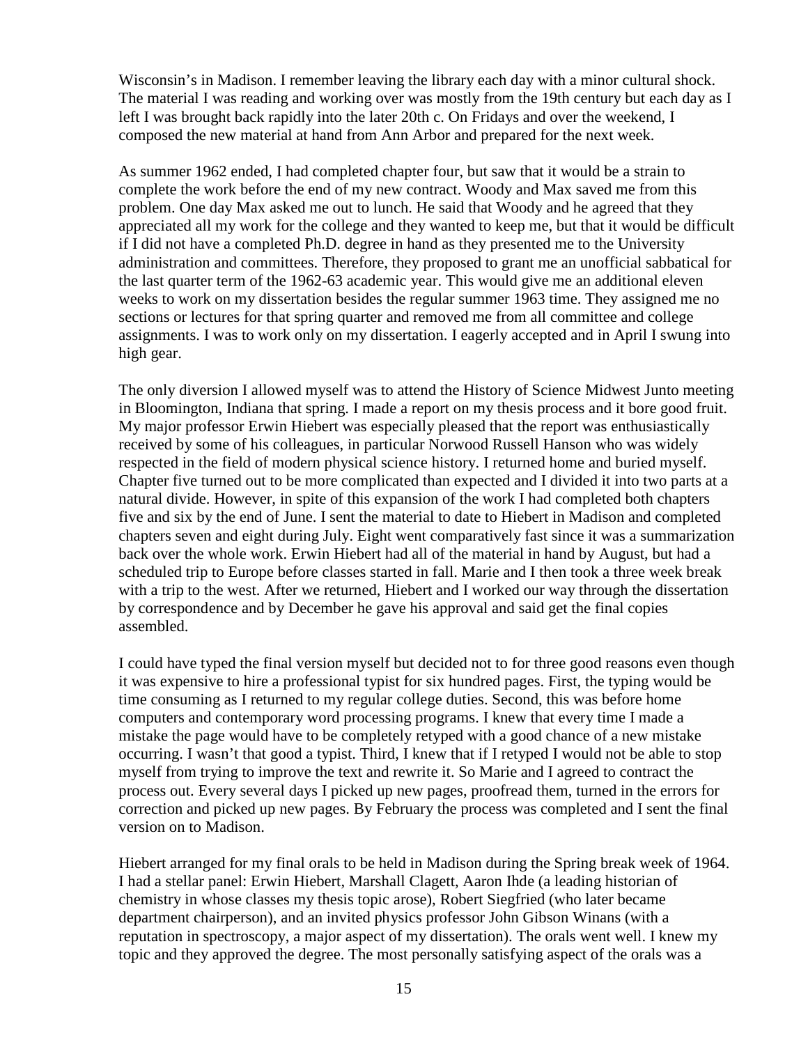Wisconsin's in Madison. I remember leaving the library each day with a minor cultural shock. The material I was reading and working over was mostly from the 19th century but each day as I left I was brought back rapidly into the later 20th c. On Fridays and over the weekend, I composed the new material at hand from Ann Arbor and prepared for the next week.

As summer 1962 ended, I had completed chapter four, but saw that it would be a strain to complete the work before the end of my new contract. Woody and Max saved me from this problem. One day Max asked me out to lunch. He said that Woody and he agreed that they appreciated all my work for the college and they wanted to keep me, but that it would be difficult if I did not have a completed Ph.D. degree in hand as they presented me to the University administration and committees. Therefore, they proposed to grant me an unofficial sabbatical for the last quarter term of the 1962-63 academic year. This would give me an additional eleven weeks to work on my dissertation besides the regular summer 1963 time. They assigned me no sections or lectures for that spring quarter and removed me from all committee and college assignments. I was to work only on my dissertation. I eagerly accepted and in April I swung into high gear.

The only diversion I allowed myself was to attend the History of Science Midwest Junto meeting in Bloomington, Indiana that spring. I made a report on my thesis process and it bore good fruit. My major professor Erwin Hiebert was especially pleased that the report was enthusiastically received by some of his colleagues, in particular Norwood Russell Hanson who was widely respected in the field of modern physical science history. I returned home and buried myself. Chapter five turned out to be more complicated than expected and I divided it into two parts at a natural divide. However, in spite of this expansion of the work I had completed both chapters five and six by the end of June. I sent the material to date to Hiebert in Madison and completed chapters seven and eight during July. Eight went comparatively fast since it was a summarization back over the whole work. Erwin Hiebert had all of the material in hand by August, but had a scheduled trip to Europe before classes started in fall. Marie and I then took a three week break with a trip to the west. After we returned, Hiebert and I worked our way through the dissertation by correspondence and by December he gave his approval and said get the final copies assembled.

I could have typed the final version myself but decided not to for three good reasons even though it was expensive to hire a professional typist for six hundred pages. First, the typing would be time consuming as I returned to my regular college duties. Second, this was before home computers and contemporary word processing programs. I knew that every time I made a mistake the page would have to be completely retyped with a good chance of a new mistake occurring. I wasn't that good a typist. Third, I knew that if I retyped I would not be able to stop myself from trying to improve the text and rewrite it. So Marie and I agreed to contract the process out. Every several days I picked up new pages, proofread them, turned in the errors for correction and picked up new pages. By February the process was completed and I sent the final version on to Madison.

Hiebert arranged for my final orals to be held in Madison during the Spring break week of 1964. I had a stellar panel: Erwin Hiebert, Marshall Clagett, Aaron Ihde (a leading historian of chemistry in whose classes my thesis topic arose), Robert Siegfried (who later became department chairperson), and an invited physics professor John Gibson Winans (with a reputation in spectroscopy, a major aspect of my dissertation). The orals went well. I knew my topic and they approved the degree. The most personally satisfying aspect of the orals was a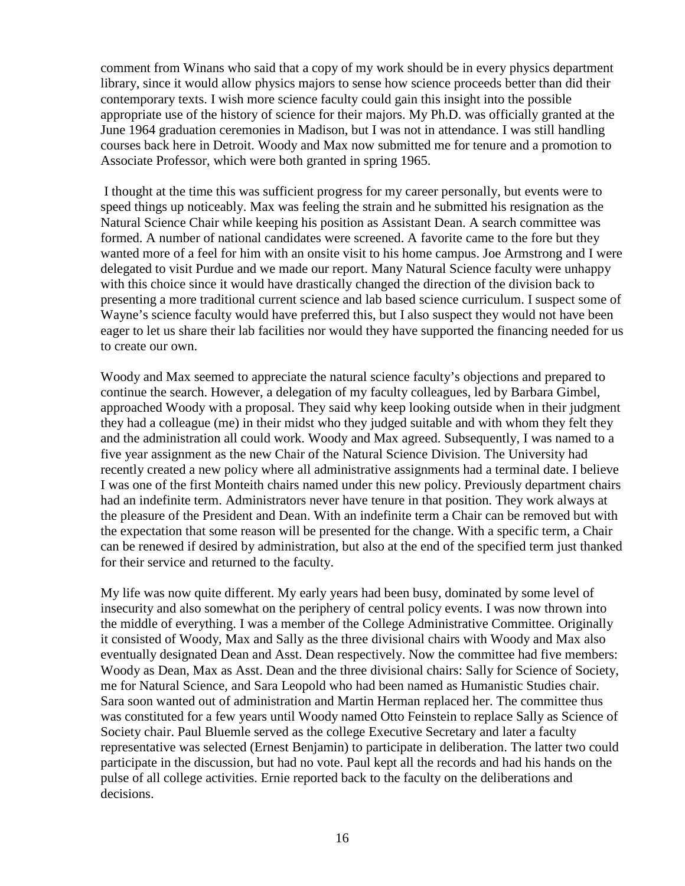comment from Winans who said that a copy of my work should be in every physics department library, since it would allow physics majors to sense how science proceeds better than did their contemporary texts. I wish more science faculty could gain this insight into the possible appropriate use of the history of science for their majors. My Ph.D. was officially granted at the June 1964 graduation ceremonies in Madison, but I was not in attendance. I was still handling courses back here in Detroit. Woody and Max now submitted me for tenure and a promotion to Associate Professor, which were both granted in spring 1965.

I thought at the time this was sufficient progress for my career personally, but events were to speed things up noticeably. Max was feeling the strain and he submitted his resignation as the Natural Science Chair while keeping his position as Assistant Dean. A search committee was formed. A number of national candidates were screened. A favorite came to the fore but they wanted more of a feel for him with an onsite visit to his home campus. Joe Armstrong and I were delegated to visit Purdue and we made our report. Many Natural Science faculty were unhappy with this choice since it would have drastically changed the direction of the division back to presenting a more traditional current science and lab based science curriculum. I suspect some of Wayne's science faculty would have preferred this, but I also suspect they would not have been eager to let us share their lab facilities nor would they have supported the financing needed for us to create our own.

Woody and Max seemed to appreciate the natural science faculty's objections and prepared to continue the search. However, a delegation of my faculty colleagues, led by Barbara Gimbel, approached Woody with a proposal. They said why keep looking outside when in their judgment they had a colleague (me) in their midst who they judged suitable and with whom they felt they and the administration all could work. Woody and Max agreed. Subsequently, I was named to a five year assignment as the new Chair of the Natural Science Division. The University had recently created a new policy where all administrative assignments had a terminal date. I believe I was one of the first Monteith chairs named under this new policy. Previously department chairs had an indefinite term. Administrators never have tenure in that position. They work always at the pleasure of the President and Dean. With an indefinite term a Chair can be removed but with the expectation that some reason will be presented for the change. With a specific term, a Chair can be renewed if desired by administration, but also at the end of the specified term just thanked for their service and returned to the faculty.

My life was now quite different. My early years had been busy, dominated by some level of insecurity and also somewhat on the periphery of central policy events. I was now thrown into the middle of everything. I was a member of the College Administrative Committee. Originally it consisted of Woody, Max and Sally as the three divisional chairs with Woody and Max also eventually designated Dean and Asst. Dean respectively. Now the committee had five members: Woody as Dean, Max as Asst. Dean and the three divisional chairs: Sally for Science of Society, me for Natural Science, and Sara Leopold who had been named as Humanistic Studies chair. Sara soon wanted out of administration and Martin Herman replaced her. The committee thus was constituted for a few years until Woody named Otto Feinstein to replace Sally as Science of Society chair. Paul Bluemle served as the college Executive Secretary and later a faculty representative was selected (Ernest Benjamin) to participate in deliberation. The latter two could participate in the discussion, but had no vote. Paul kept all the records and had his hands on the pulse of all college activities. Ernie reported back to the faculty on the deliberations and decisions.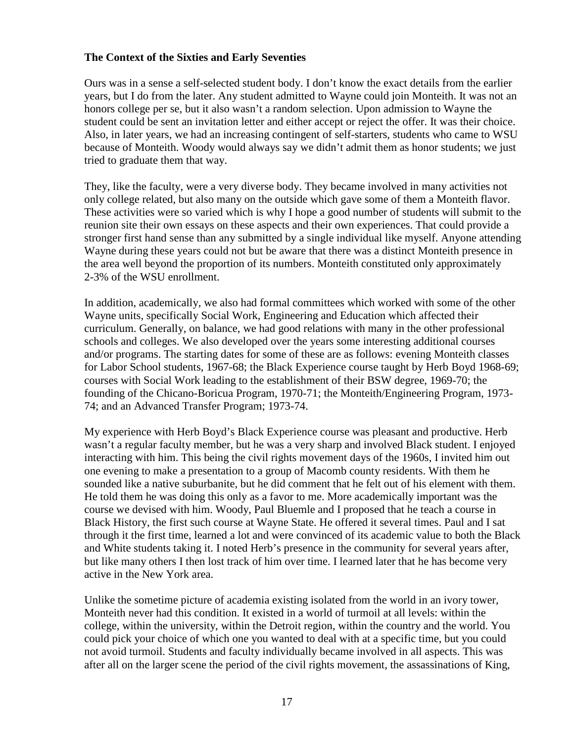**The Context of the Sixties and Early Seventies**

Ours was in a sense a self-selected student body. I don't know the exact details from the earlier years, but I do from the later. Any student admitted to Wayne could join Monteith. It was not an honors college per se, but it also wasn't a random selection. Upon admission to Wayne the student could be sent an invitation letter and either accept or reject the offer. It was their choice. Also, in later years, we had an increasing contingent of self-starters, students who came to WSU because of Monteith. Woody would always say we didn't admit them as honor students; we just tried to graduate them that way.

They, like the faculty, were a very diverse body. They became involved in many activities not only college related, but also many on the outside which gave some of them a Monteith flavor. These activities were so varied which is why I hope a good number of students will submit to the reunion site their own essays on these aspects and their own experiences. That could provide a stronger first hand sense than any submitted by a single individual like myself. Anyone attending Wayne during these years could not but be aware that there was a distinct Monteith presence in the area well beyond the proportion of its numbers. Monteith constituted only approximately 2-3% of the WSU enrollment.

In addition, academically, we also had formal committees which worked with some of the other Wayne units, specifically Social Work, Engineering and Education which affected their curriculum. Generally, on balance, we had good relations with many in the other professional schools and colleges. We also developed over the years some interesting additional courses and/or programs. The starting dates for some of these are as follows: evening Monteith classes for Labor School students, 1967-68; the Black Experience course taught by Herb Boyd 1968-69; courses with Social Work leading to the establishment of their BSW degree, 1969-70; the founding of the Chicano-Boricua Program, 1970-71; the Monteith/Engineering Program, 1973-74; and an Advanced Transfer Program; 1973-74.

My experience with Herb Boyd's Black Experience course was pleasant and productive. Herb wasn't a regular faculty member, but he was a very sharp and involved Black student. I enjoyed interacting with him. This being the civil rights movement days of the 1960s, I invited him out one evening to make a presentation to a group of Macomb county residents. With them he sounded like a native suburbanite, but he did comment that he felt out of his element with them. He told them he was doing this only as a favor to me. More academically important was the course we devised with him. Woody, Paul Bluemle and I proposed that he teach a course in Black History, the first such course at Wayne State. He offered it several times. Paul and I sat through it the first time, learned a lot and were convinced of its academic value to both the Black and White students taking it. I noted Herb's presence in the community for several years after, but like many others I then lost track of him over time. I learned later that he has become very active in the New York area.

Unlike the sometime picture of academia existing isolated from the world in an ivory tower, Monteith never had this condition. It existed in a world of turmoil at all levels: within the college, within the university, within the Detroit region, within the country and the world. You could pick your choice of which one you wanted to deal with at a specific time, but you could not avoid turmoil. Students and faculty individually became involved in all aspects. This was after all on the larger scene the period of the civil rights movement, the assassinations of King,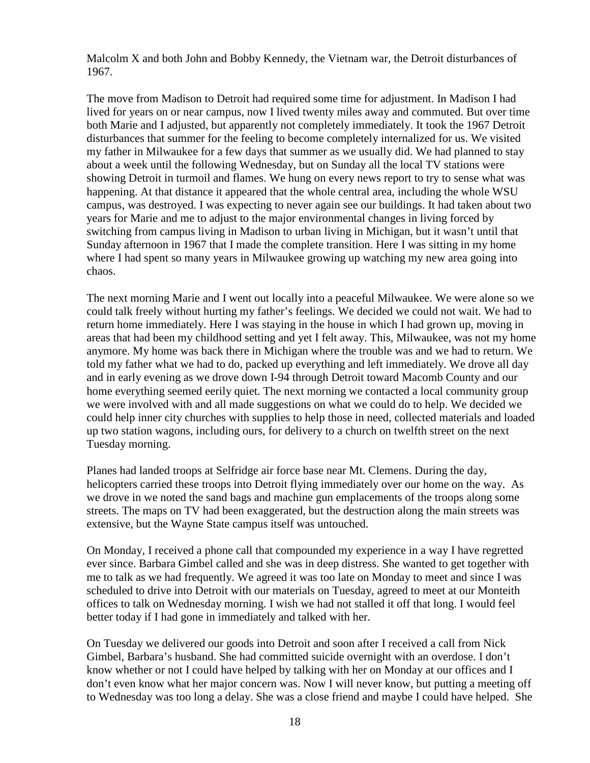Malcolm X and both John and Bobby Kennedy, the Vietnam war, the Detroit disturbances of 1967.

The move from Madison to Detroit had required some time for adjustment. In Madison I had lived for years on or near campus, now I lived twenty miles away and commuted. But over time both Marie and I adjusted, but apparently not completely immediately. It took the 1967 Detroit disturbances that summer for the feeling to become completely internalized for us. We visited my father in Milwaukee for a few days that summer as we usually did. We had planned to stay about a week until the following Wednesday, but on Sunday all the local TV stations were showing Detroit in turmoil and flames. We hung on every news report to try to sense what was happening. At that distance it appeared that the whole central area, including the whole WSU campus, was destroyed. I was expecting to never again see our buildings. It had taken about two years for Marie and me to adjust to the major environmental changes in living forced by switching from campus living in Madison to urban living in Michigan, but it wasn't until that Sunday afternoon in 1967 that I made the complete transition. Here I was sitting in my home where I had spent so many years in Milwaukee growing up watching my new area going into chaos.

The next morning Marie and I went out locally into a peaceful Milwaukee. We were alone so we could talk freely without hurting my father's feelings. We decided we could not wait. We had to return home immediately. Here I was staying in the house in which I had grown up, moving in areas that had been my childhood setting and yet I felt away. This, Milwaukee, was not my home anymore. My home was back there in Michigan where the trouble was and we had to return. We told my father what we had to do, packed up everything and left immediately. We drove all day and in early evening as we drove down I-94 through Detroit toward Macomb County and our home everything seemed eerily quiet. The next morning we contacted a local community group we were involved with and all made suggestions on what we could do to help. We decided we could help inner city churches with supplies to help those in need, collected materials and loaded up two station wagons, including ours, for delivery to a church on twelfth street on the next Tuesday morning.

Planes had landed troops at Selfridge air force base near Mt. Clemens. During the day, helicopters carried these troops into Detroit flying immediately over our home on the way. As we drove in we noted the sand bags and machine gun emplacements of the troops along some streets. The maps on TV had been exaggerated, but the destruction along the main streets was extensive, but the Wayne State campus itself was untouched.

On Monday, I received a phone call that compounded my experience in a way I have regretted ever since. Barbara Gimbel called and she was in deep distress. She wanted to get together with me to talk as we had frequently. We agreed it was too late on Monday to meet and since I was scheduled to drive into Detroit with our materials on Tuesday, agreed to meet at our Monteith offices to talk on Wednesday morning. I wish we had not stalled it off that long. I would feel better today if I had gone in immediately and talked with her.

On Tuesday we delivered our goods into Detroit and soon after I received a call from Nick Gimbel, Barbara's husband. She had committed suicide overnight with an overdose. I don't know whether or not I could have helped by talking with her on Monday at our offices and I don't even know what her major concern was. Now I will never know, but putting a meeting off to Wednesday was too long a delay. She was a close friend and maybe I could have helped. She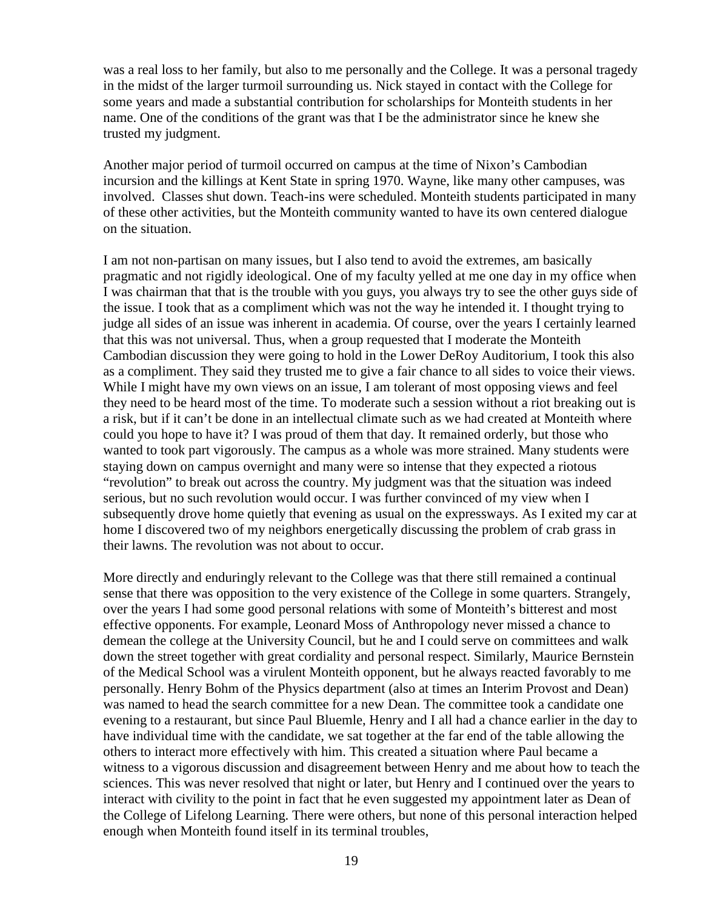was a real loss to her family, but also to me personally and the College. It was a personal tragedy in the midst of the larger turmoil surrounding us. Nick stayed in contact with the College for some years and made a substantial contribution for scholarships for Monteith students in her name. One of the conditions of the grant was that I be the administrator since he knew she trusted my judgment.

Another major period of turmoil occurred on campus at the time of Nixon's Cambodian incursion and the killings at Kent State in spring 1970. Wayne, like many other campuses, was involved. Classes shut down. Teach-ins were scheduled. Monteith students participated in many of these other activities, but the Monteith community wanted to have its own centered dialogue on the situation.

I am not non-partisan on many issues, but I also tend to avoid the extremes, am basically pragmatic and not rigidly ideological. One of my faculty yelled at me one day in my office when I was chairman that that is the trouble with you guys, you always try to see the other guys side of the issue. I took that as a compliment which was not the way he intended it. I thought trying to judge all sides of an issue was inherent in academia. Of course, over the years I certainly learned that this was not universal. Thus, when a group requested that I moderate the Monteith Cambodian discussion they were going to hold in the Lower DeRoy Auditorium, I took this also as a compliment. They said they trusted me to give a fair chance to all sides to voice their views. While I might have my own views on an issue, I am tolerant of most opposing views and feel they need to be heard most of the time. To moderate such a session without a riot breaking out is a risk, but if it can't be done in an intellectual climate such as we had created at Monteith where could you hope to have it? I was proud of them that day. It remained orderly, but those who wanted to took part vigorously. The campus as a whole was more strained. Many students were staying down on campus overnight and many were so intense that they expected a riotous "revolution" to break out across the country. My judgment was that the situation was indeed serious, but no such revolution would occur. I was further convinced of my view when I subsequently drove home quietly that evening as usual on the expressways. As I exited my car at home I discovered two of my neighbors energetically discussing the problem of crab grass in their lawns. The revolution was not about to occur.

More directly and enduringly relevant to the College was that there still remained a continual sense that there was opposition to the very existence of the College in some quarters. Strangely, over the years I had some good personal relations with some of Monteith's bitterest and most effective opponents. For example, Leonard Moss of Anthropology never missed a chance to demean the college at the University Council, but he and I could serve on committees and walk down the street together with great cordiality and personal respect. Similarly, Maurice Bernstein of the Medical School was a virulent Monteith opponent, but he always reacted favorably to me personally. Henry Bohm of the Physics department (also at times an Interim Provost and Dean) was named to head the search committee for a new Dean. The committee took a candidate one evening to a restaurant, but since Paul Bluemle, Henry and I all had a chance earlier in the day to have individual time with the candidate, we sat together at the far end of the table allowing the others to interact more effectively with him. This created a situation where Paul became a witness to a vigorous discussion and disagreement between Henry and me about how to teach the sciences. This was never resolved that night or later, but Henry and I continued over the years to interact with civility to the point in fact that he even suggested my appointment later as Dean of the College of Lifelong Learning. There were others, but none of this personal interaction helped enough when Monteith found itself in its terminal troubles,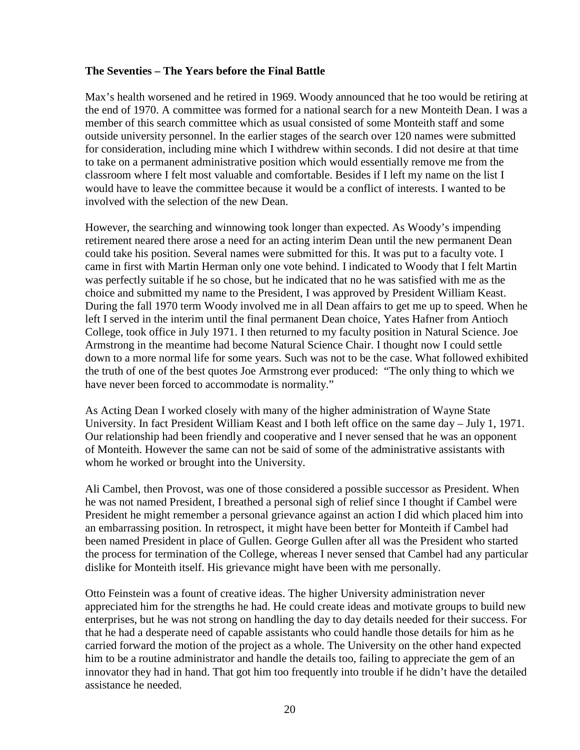**The Seventies – The Years before the Final Battle**

Max's health worsened and he retired in 1969. Woody announced that he too would be retiring at the end of 1970. A committee was formed for a national search for a new Monteith Dean. I was a member of this search committee which as usual consisted of some Monteith staff and some outside university personnel. In the earlier stages of the search over 120 names were submitted for consideration, including mine which I withdrew within seconds. I did not desire at that time to take on a permanent administrative position which would essentially remove me from the classroom where I felt most valuable and comfortable. Besides if I left my name on the list I would have to leave the committee because it would be a conflict of interests. I wanted to be involved with the selection of the new Dean.

However, the searching and winnowing took longer than expected. As Woody's impending retirement neared there arose a need for an acting interim Dean until the new permanent Dean could take his position. Several names were submitted for this. It was put to a faculty vote. I came in first with Martin Herman only one vote behind. I indicated to Woody that I felt Martin was perfectly suitable if he so chose, but he indicated that no he was satisfied with me as the choice and submitted my name to the President, I was approved by President William Keast. During the fall 1970 term Woody involved me in all Dean affairs to get me up to speed. When he left I served in the interim until the final permanent Dean choice, Yates Hafner from Antioch College, took office in July 1971. I then returned to my faculty position in Natural Science. Joe Armstrong in the meantime had become Natural Science Chair. I thought now I could settle down to a more normal life for some years. Such was not to be the case. What followed exhibited the truth of one of the best quotes Joe Armstrong ever produced: "The only thing to which we have never been forced to accommodate is normality."

As Acting Dean I worked closely with many of the higher administration of Wayne State University. In fact President William Keast and I both left office on the same day – July 1, 1971. Our relationship had been friendly and cooperative and I never sensed that he was an opponent of Monteith. However the same can not be said of some of the administrative assistants with whom he worked or brought into the University.

Ali Cambel, then Provost, was one of those considered a possible successor as President. When he was not named President, I breathed a personal sigh of relief since I thought if Cambel were President he might remember a personal grievance against an action I did which placed him into an embarrassing position. In retrospect, it might have been better for Monteith if Cambel had been named President in place of Gullen. George Gullen after all was the President who started the process for termination of the College, whereas I never sensed that Cambel had any particular dislike for Monteith itself. His grievance might have been with me personally.

Otto Feinstein was a fount of creative ideas. The higher University administration never appreciated him for the strengths he had. He could create ideas and motivate groups to build new enterprises, but he was not strong on handling the day to day details needed for their success. For that he had a desperate need of capable assistants who could handle those details for him as he carried forward the motion of the project as a whole. The University on the other hand expected him to be a routine administrator and handle the details too, failing to appreciate the gem of an innovator they had in hand. That got him too frequently into trouble if he didn't have the detailed assistance he needed.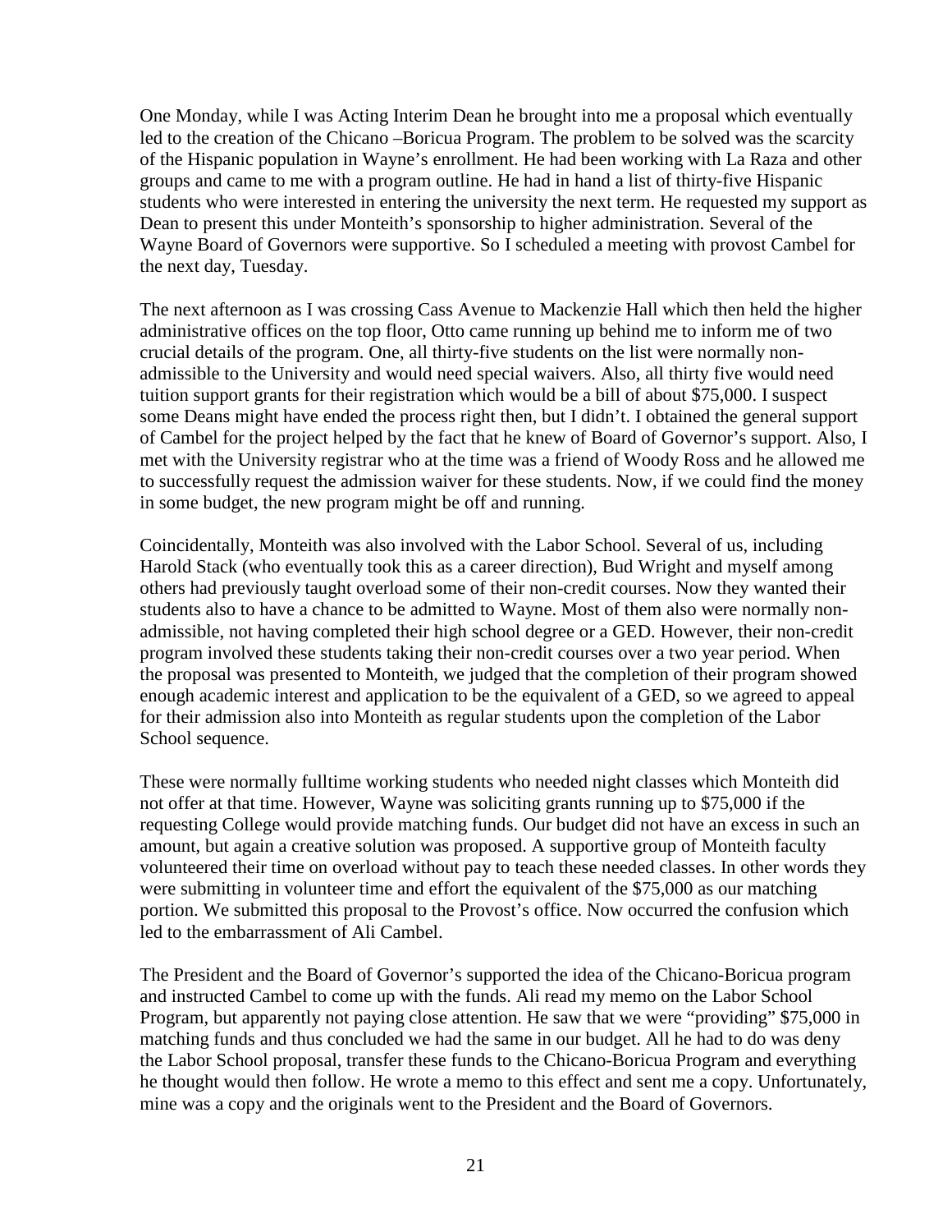One Monday, while I was Acting Interim Dean he brought into me a proposal which eventually led to the creation of the Chicano –Boricua Program. The problem to be solved was the scarcity of the Hispanic population in Wayne's enrollment. He had been working with La Raza and other groups and came to me with a program outline. He had in hand a list of thirty-five Hispanic students who were interested in entering the university the next term. He requested my support as Dean to present this under Monteith's sponsorship to higher administration. Several of the Wayne Board of Governors were supportive. So I scheduled a meeting with provost Cambel for the next day, Tuesday.

The next afternoon as I was crossing Cass Avenue to Mackenzie Hall which then held the higher administrative offices on the top floor, Otto came running up behind me to inform me of two crucial details of the program. One, all thirty-five students on the list were normally non-admissible to the University and would need special waivers. Also, all thirty five would need tuition support grants for their registration which would be a bill of about $75,000. I suspect some Deans might have ended the process right then, but I didn't. I obtained the general support of Cambel for the project helped by the fact that he knew of Board of Governor's support. Also, I met with the University registrar who at the time was a friend of Woody Ross and he allowed me to successfully request the admission waiver for these students. Now, if we could find the money in some budget, the new program might be off and running.

Coincidentally, Monteith was also involved with the Labor School. Several of us, including Harold Stack (who eventually took this as a career direction), Bud Wright and myself among others had previously taught overload some of their non-credit courses. Now they wanted their students also to have a chance to be admitted to Wayne. Most of them also were normally non-admissible, not having completed their high school degree or a GED. However, their non-credit program involved these students taking their non-credit courses over a two year period. When the proposal was presented to Monteith, we judged that the completion of their program showed enough academic interest and application to be the equivalent of a GED, so we agreed to appeal for their admission also into Monteith as regular students upon the completion of the Labor School sequence.

These were normally fulltime working students who needed night classes which Monteith did not offer at that time. However, Wayne was soliciting grants running up to $75,000 if the requesting College would provide matching funds. Our budget did not have an excess in such an amount, but again a creative solution was proposed. A supportive group of Monteith faculty volunteered their time on overload without pay to teach these needed classes. In other words they were submitting in volunteer time and effort the equivalent of the $75,000 as our matching portion. We submitted this proposal to the Provost's office. Now occurred the confusion which led to the embarrassment of Ali Cambel.

The President and the Board of Governor's supported the idea of the Chicano-Boricua program and instructed Cambel to come up with the funds. Ali read my memo on the Labor School Program, but apparently not paying close attention. He saw that we were "providing" $75,000 in matching funds and thus concluded we had the same in our budget. All he had to do was deny the Labor School proposal, transfer these funds to the Chicano-Boricua Program and everything he thought would then follow. He wrote a memo to this effect and sent me a copy. Unfortunately, mine was a copy and the originals went to the President and the Board of Governors.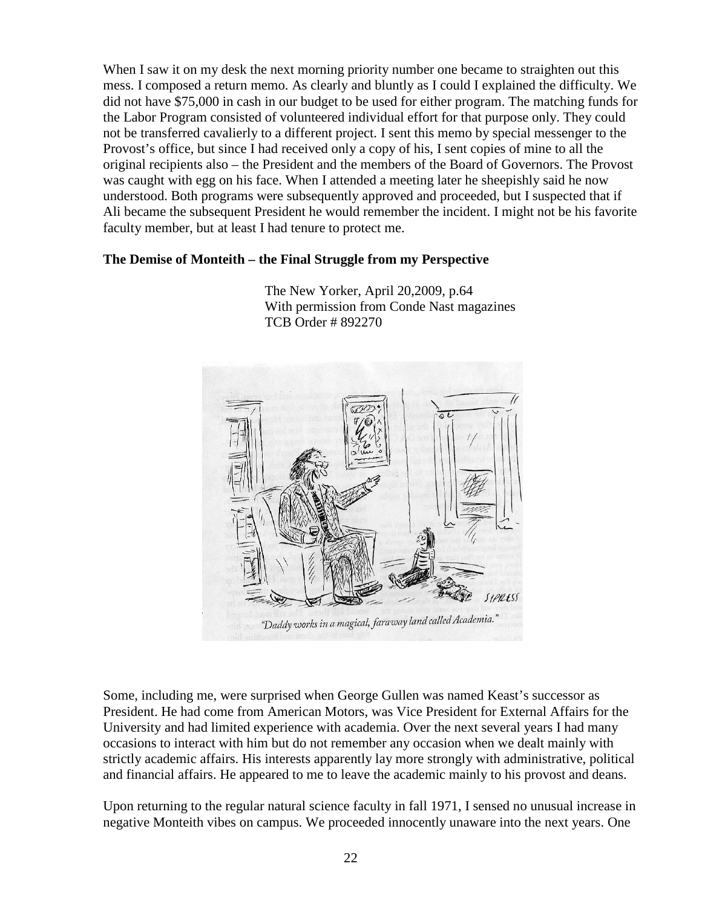When I saw it on my desk the next morning priority number one became to straighten out this mess. I composed a return memo. As clearly and bluntly as I could I explained the difficulty. We did not have $75,000 in cash in our budget to be used for either program. The matching funds for the Labor Program consisted of volunteered individual effort for that purpose only. They could not be transferred cavalierly to a different project. I sent this memo by special messenger to the Provost's office, but since I had received only a copy of his, I sent copies of mine to all the original recipients also – the President and the members of the Board of Governors. The Provost was caught with egg on his face. When I attended a meeting later he sheepishly said he now understood. Both programs were subsequently approved and proceeded, but I suspected that if Ali became the subsequent President he would remember the incident. I might not be his favorite faculty member, but at least I had tenure to protect me.

**The Demise of Monteith – the Final Struggle from my Perspective**

The New Yorker, April 20,2009, p.64
With permission from Conde Nast magazines
TCB Order # 892270

"Daddy works in a magical, faraway land called Academia."

Some, including me, were surprised when George Gullen was named Keast's successor as President. He had come from American Motors, was Vice President for External Affairs for the University and had limited experience with academia. Over the next several years I had many occasions to interact with him but do not remember any occasion when we dealt mainly with strictly academic affairs. His interests apparently lay more strongly with administrative, political and financial affairs. He appeared to me to leave the academic mainly to his provost and deans.

Upon returning to the regular natural science faculty in fall 1971, I sensed no unusual increase in negative Monteith vibes on campus. We proceeded innocently unaware into the next years. One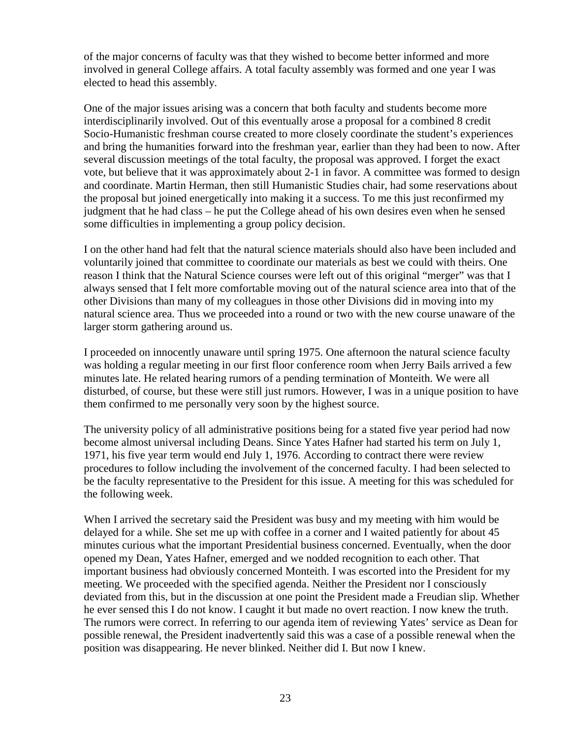of the major concerns of faculty was that they wished to become better informed and more involved in general College affairs. A total faculty assembly was formed and one year I was elected to head this assembly.

One of the major issues arising was a concern that both faculty and students become more interdisciplinarily involved. Out of this eventually arose a proposal for a combined 8 credit Socio-Humanistic freshman course created to more closely coordinate the student's experiences and bring the humanities forward into the freshman year, earlier than they had been to now. After several discussion meetings of the total faculty, the proposal was approved. I forget the exact vote, but believe that it was approximately about 2-1 in favor. A committee was formed to design and coordinate. Martin Herman, then still Humanistic Studies chair, had some reservations about the proposal but joined energetically into making it a success. To me this just reconfirmed my judgment that he had class – he put the College ahead of his own desires even when he sensed some difficulties in implementing a group policy decision.

I on the other hand had felt that the natural science materials should also have been included and voluntarily joined that committee to coordinate our materials as best we could with theirs. One reason I think that the Natural Science courses were left out of this original "merger" was that I always sensed that I felt more comfortable moving out of the natural science area into that of the other Divisions than many of my colleagues in those other Divisions did in moving into my natural science area. Thus we proceeded into a round or two with the new course unaware of the larger storm gathering around us.

I proceeded on innocently unaware until spring 1975. One afternoon the natural science faculty was holding a regular meeting in our first floor conference room when Jerry Bails arrived a few minutes late. He related hearing rumors of a pending termination of Monteith. We were all disturbed, of course, but these were still just rumors. However, I was in a unique position to have them confirmed to me personally very soon by the highest source.

The university policy of all administrative positions being for a stated five year period had now become almost universal including Deans. Since Yates Hafner had started his term on July 1, 1971, his five year term would end July 1, 1976. According to contract there were review procedures to follow including the involvement of the concerned faculty. I had been selected to be the faculty representative to the President for this issue. A meeting for this was scheduled for the following week.

When I arrived the secretary said the President was busy and my meeting with him would be delayed for a while. She set me up with coffee in a corner and I waited patiently for about 45 minutes curious what the important Presidential business concerned. Eventually, when the door opened my Dean, Yates Hafner, emerged and we nodded recognition to each other. That important business had obviously concerned Monteith. I was escorted into the President for my meeting. We proceeded with the specified agenda. Neither the President nor I consciously deviated from this, but in the discussion at one point the President made a Freudian slip. Whether he ever sensed this I do not know. I caught it but made no overt reaction. I now knew the truth. The rumors were correct. In referring to our agenda item of reviewing Yates' service as Dean for possible renewal, the President inadvertently said this was a case of a possible renewal when the position was disappearing. He never blinked. Neither did I. But now I knew.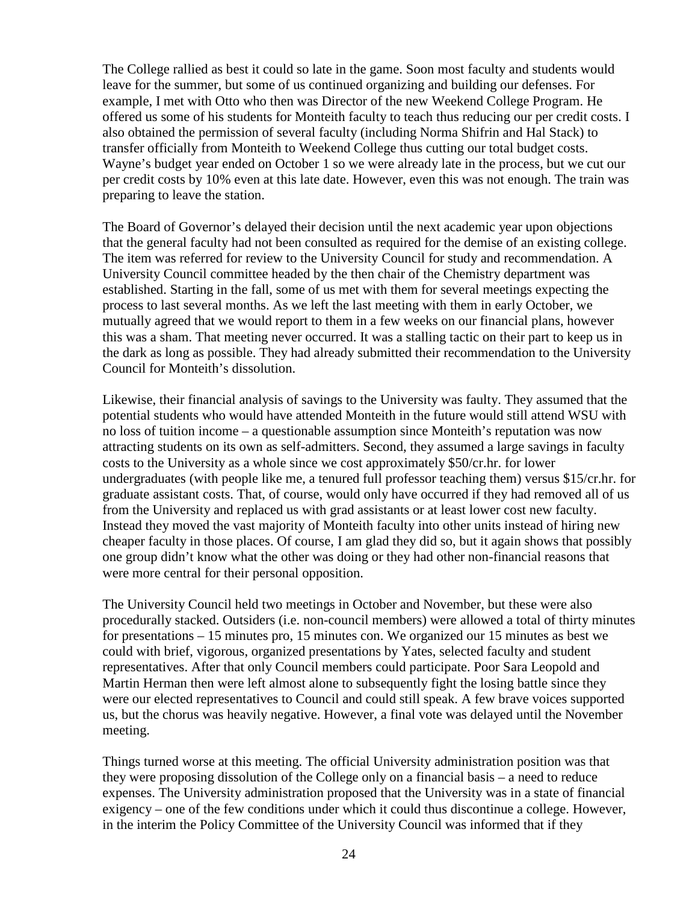The College rallied as best it could so late in the game. Soon most faculty and students would leave for the summer, but some of us continued organizing and building our defenses. For example, I met with Otto who then was Director of the new Weekend College Program. He offered us some of his students for Monteith faculty to teach thus reducing our per credit costs. I also obtained the permission of several faculty (including Norma Shifrin and Hal Stack) to transfer officially from Monteith to Weekend College thus cutting our total budget costs. Wayne's budget year ended on October 1 so we were already late in the process, but we cut our per credit costs by 10% even at this late date. However, even this was not enough. The train was preparing to leave the station.

The Board of Governor's delayed their decision until the next academic year upon objections that the general faculty had not been consulted as required for the demise of an existing college. The item was referred for review to the University Council for study and recommendation. A University Council committee headed by the then chair of the Chemistry department was established. Starting in the fall, some of us met with them for several meetings expecting the process to last several months. As we left the last meeting with them in early October, we mutually agreed that we would report to them in a few weeks on our financial plans, however this was a sham. That meeting never occurred. It was a stalling tactic on their part to keep us in the dark as long as possible. They had already submitted their recommendation to the University Council for Monteith's dissolution.

Likewise, their financial analysis of savings to the University was faulty. They assumed that the potential students who would have attended Monteith in the future would still attend WSU with no loss of tuition income – a questionable assumption since Monteith's reputation was now attracting students on its own as self-admitters. Second, they assumed a large savings in faculty costs to the University as a whole since we cost approximately \$50/cr.hr. for lower undergraduates (with people like me, a tenured full professor teaching them) versus \$15/cr.hr. for graduate assistant costs. That, of course, would only have occurred if they had removed all of us from the University and replaced us with grad assistants or at least lower cost new faculty. Instead they moved the vast majority of Monteith faculty into other units instead of hiring new cheaper faculty in those places. Of course, I am glad they did so, but it again shows that possibly one group didn't know what the other was doing or they had other non-financial reasons that were more central for their personal opposition.

The University Council held two meetings in October and November, but these were also procedurally stacked. Outsiders (i.e. non-council members) were allowed a total of thirty minutes for presentations – 15 minutes pro, 15 minutes con. We organized our 15 minutes as best we could with brief, vigorous, organized presentations by Yates, selected faculty and student representatives. After that only Council members could participate. Poor Sara Leopold and Martin Herman then were left almost alone to subsequently fight the losing battle since they were our elected representatives to Council and could still speak. A few brave voices supported us, but the chorus was heavily negative. However, a final vote was delayed until the November meeting.

Things turned worse at this meeting. The official University administration position was that they were proposing dissolution of the College only on a financial basis – a need to reduce expenses. The University administration proposed that the University was in a state of financial exigency – one of the few conditions under which it could thus discontinue a college. However, in the interim the Policy Committee of the University Council was informed that if they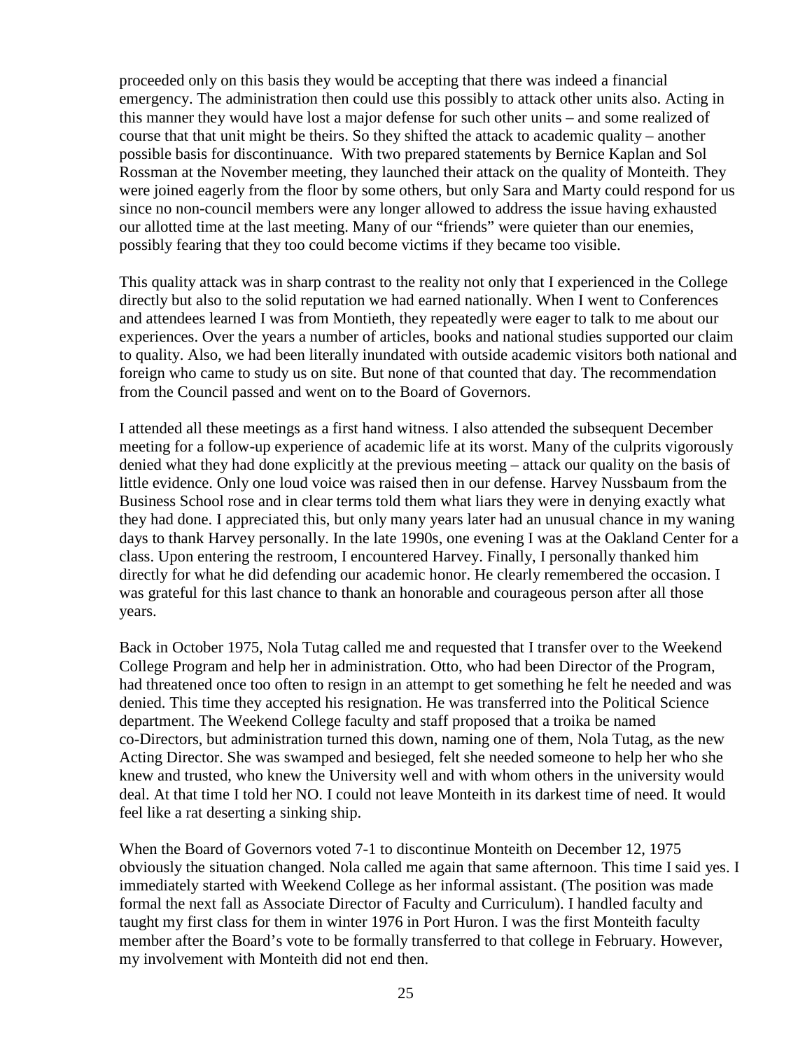proceeded only on this basis they would be accepting that there was indeed a financial emergency. The administration then could use this possibly to attack other units also. Acting in this manner they would have lost a major defense for such other units – and some realized of course that that unit might be theirs. So they shifted the attack to academic quality – another possible basis for discontinuance. With two prepared statements by Bernice Kaplan and Sol Rossman at the November meeting, they launched their attack on the quality of Monteith. They were joined eagerly from the floor by some others, but only Sara and Marty could respond for us since no non-council members were any longer allowed to address the issue having exhausted our allotted time at the last meeting. Many of our "friends" were quieter than our enemies, possibly fearing that they too could become victims if they became too visible.

This quality attack was in sharp contrast to the reality not only that I experienced in the College directly but also to the solid reputation we had earned nationally. When I went to Conferences and attendees learned I was from Montieth, they repeatedly were eager to talk to me about our experiences. Over the years a number of articles, books and national studies supported our claim to quality. Also, we had been literally inundated with outside academic visitors both national and foreign who came to study us on site. But none of that counted that day. The recommendation from the Council passed and went on to the Board of Governors.

I attended all these meetings as a first hand witness. I also attended the subsequent December meeting for a follow-up experience of academic life at its worst. Many of the culprits vigorously denied what they had done explicitly at the previous meeting – attack our quality on the basis of little evidence. Only one loud voice was raised then in our defense. Harvey Nussbaum from the Business School rose and in clear terms told them what liars they were in denying exactly what they had done. I appreciated this, but only many years later had an unusual chance in my waning days to thank Harvey personally. In the late 1990s, one evening I was at the Oakland Center for a class. Upon entering the restroom, I encountered Harvey. Finally, I personally thanked him directly for what he did defending our academic honor. He clearly remembered the occasion. I was grateful for this last chance to thank an honorable and courageous person after all those years.

Back in October 1975, Nola Tutag called me and requested that I transfer over to the Weekend College Program and help her in administration. Otto, who had been Director of the Program, had threatened once too often to resign in an attempt to get something he felt he needed and was denied. This time they accepted his resignation. He was transferred into the Political Science department. The Weekend College faculty and staff proposed that a troika be named co-Directors, but administration turned this down, naming one of them, Nola Tutag, as the new Acting Director. She was swamped and besieged, felt she needed someone to help her who she knew and trusted, who knew the University well and with whom others in the university would deal. At that time I told her NO. I could not leave Monteith in its darkest time of need. It would feel like a rat deserting a sinking ship.

When the Board of Governors voted 7-1 to discontinue Monteith on December 12, 1975 obviously the situation changed. Nola called me again that same afternoon. This time I said yes. I immediately started with Weekend College as her informal assistant. (The position was made formal the next fall as Associate Director of Faculty and Curriculum). I handled faculty and taught my first class for them in winter 1976 in Port Huron. I was the first Monteith faculty member after the Board's vote to be formally transferred to that college in February. However, my involvement with Monteith did not end then.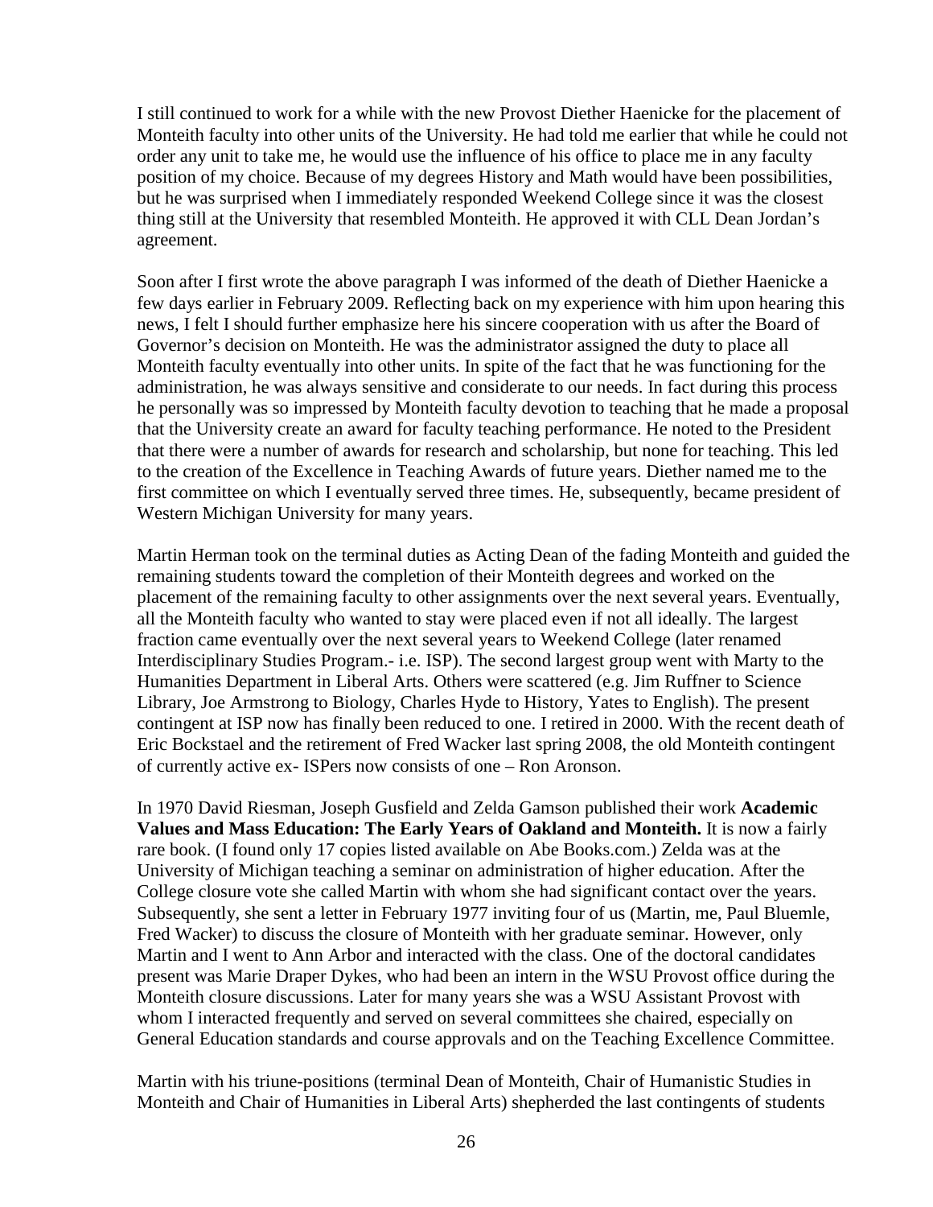I still continued to work for a while with the new Provost Diether Haenicke for the placement of Monteith faculty into other units of the University. He had told me earlier that while he could not order any unit to take me, he would use the influence of his office to place me in any faculty position of my choice. Because of my degrees History and Math would have been possibilities, but he was surprised when I immediately responded Weekend College since it was the closest thing still at the University that resembled Monteith. He approved it with CLL Dean Jordan's agreement.

Soon after I first wrote the above paragraph I was informed of the death of Diether Haenicke a few days earlier in February 2009. Reflecting back on my experience with him upon hearing this news, I felt I should further emphasize here his sincere cooperation with us after the Board of Governor's decision on Monteith. He was the administrator assigned the duty to place all Monteith faculty eventually into other units. In spite of the fact that he was functioning for the administration, he was always sensitive and considerate to our needs. In fact during this process he personally was so impressed by Monteith faculty devotion to teaching that he made a proposal that the University create an award for faculty teaching performance. He noted to the President that there were a number of awards for research and scholarship, but none for teaching. This led to the creation of the Excellence in Teaching Awards of future years. Diether named me to the first committee on which I eventually served three times. He, subsequently, became president of Western Michigan University for many years.

Martin Herman took on the terminal duties as Acting Dean of the fading Monteith and guided the remaining students toward the completion of their Monteith degrees and worked on the placement of the remaining faculty to other assignments over the next several years. Eventually, all the Monteith faculty who wanted to stay were placed even if not all ideally. The largest fraction came eventually over the next several years to Weekend College (later renamed Interdisciplinary Studies Program.- i.e. ISP). The second largest group went with Marty to the Humanities Department in Liberal Arts. Others were scattered (e.g. Jim Ruffner to Science Library, Joe Armstrong to Biology, Charles Hyde to History, Yates to English). The present contingent at ISP now has finally been reduced to one. I retired in 2000. With the recent death of Eric Bockstael and the retirement of Fred Wacker last spring 2008, the old Monteith contingent of currently active ex- ISPers now consists of one – Ron Aronson.

In 1970 David Riesman, Joseph Gusfield and Zelda Gamson published their work **Academic Values and Mass Education: The Early Years of Oakland and Monteith.** It is now a fairly rare book. (I found only 17 copies listed available on Abe Books.com.) Zelda was at the University of Michigan teaching a seminar on administration of higher education. After the College closure vote she called Martin with whom she had significant contact over the years. Subsequently, she sent a letter in February 1977 inviting four of us (Martin, me, Paul Bluemle, Fred Wacker) to discuss the closure of Monteith with her graduate seminar. However, only Martin and I went to Ann Arbor and interacted with the class. One of the doctoral candidates present was Marie Draper Dykes, who had been an intern in the WSU Provost office during the Monteith closure discussions. Later for many years she was a WSU Assistant Provost with whom I interacted frequently and served on several committees she chaired, especially on General Education standards and course approvals and on the Teaching Excellence Committee.

Martin with his triune-positions (terminal Dean of Monteith, Chair of Humanistic Studies in Monteith and Chair of Humanities in Liberal Arts) shepherded the last contingents of students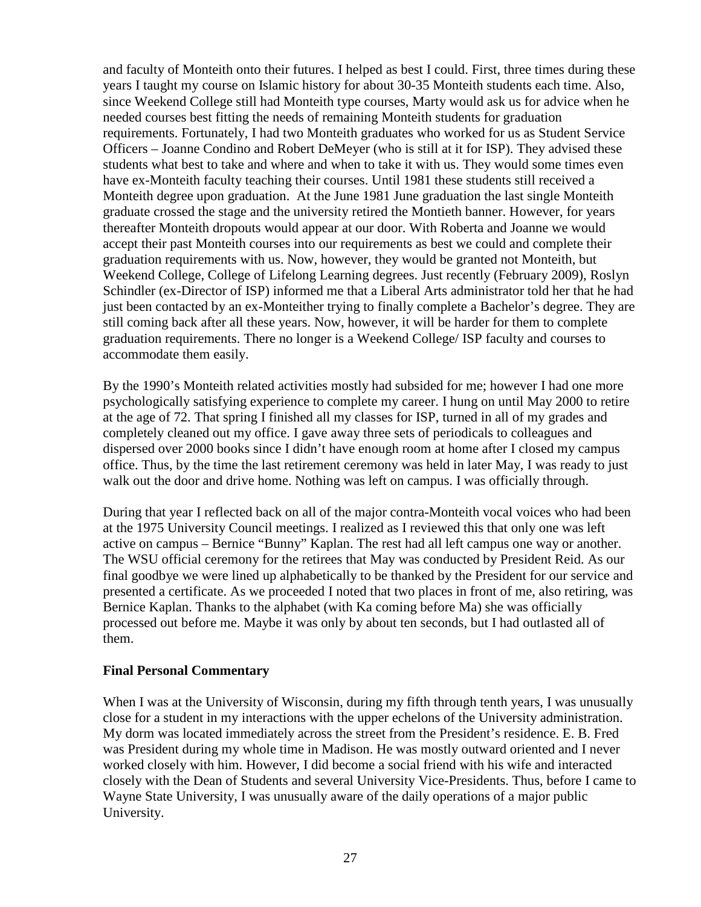and faculty of Monteith onto their futures. I helped as best I could. First, three times during these years I taught my course on Islamic history for about 30-35 Monteith students each time. Also, since Weekend College still had Monteith type courses, Marty would ask us for advice when he needed courses best fitting the needs of remaining Monteith students for graduation requirements. Fortunately, I had two Monteith graduates who worked for us as Student Service Officers – Joanne Condino and Robert DeMeyer (who is still at it for ISP). They advised these students what best to take and where and when to take it with us. They would some times even have ex-Monteith faculty teaching their courses. Until 1981 these students still received a Monteith degree upon graduation. At the June 1981 June graduation the last single Monteith graduate crossed the stage and the university retired the Montieth banner. However, for years thereafter Monteith dropouts would appear at our door. With Roberta and Joanne we would accept their past Monteith courses into our requirements as best we could and complete their graduation requirements with us. Now, however, they would be granted not Monteith, but Weekend College, College of Lifelong Learning degrees. Just recently (February 2009), Roslyn Schindler (ex-Director of ISP) informed me that a Liberal Arts administrator told her that he had just been contacted by an ex-Monteither trying to finally complete a Bachelor's degree. They are still coming back after all these years. Now, however, it will be harder for them to complete graduation requirements. There no longer is a Weekend College/ ISP faculty and courses to accommodate them easily.

By the 1990's Monteith related activities mostly had subsided for me; however I had one more psychologically satisfying experience to complete my career. I hung on until May 2000 to retire at the age of 72. That spring I finished all my classes for ISP, turned in all of my grades and completely cleaned out my office. I gave away three sets of periodicals to colleagues and dispersed over 2000 books since I didn't have enough room at home after I closed my campus office. Thus, by the time the last retirement ceremony was held in later May, I was ready to just walk out the door and drive home. Nothing was left on campus. I was officially through.

During that year I reflected back on all of the major contra-Monteith vocal voices who had been at the 1975 University Council meetings. I realized as I reviewed this that only one was left active on campus – Bernice "Bunny" Kaplan. The rest had all left campus one way or another. The WSU official ceremony for the retirees that May was conducted by President Reid. As our final goodbye we were lined up alphabetically to be thanked by the President for our service and presented a certificate. As we proceeded I noted that two places in front of me, also retiring, was Bernice Kaplan. Thanks to the alphabet (with Ka coming before Ma) she was officially processed out before me. Maybe it was only by about ten seconds, but I had outlasted all of them.

**Final Personal Commentary**

When I was at the University of Wisconsin, during my fifth through tenth years, I was unusually close for a student in my interactions with the upper echelons of the University administration. My dorm was located immediately across the street from the President's residence. E. B. Fred was President during my whole time in Madison. He was mostly outward oriented and I never worked closely with him. However, I did become a social friend with his wife and interacted closely with the Dean of Students and several University Vice-Presidents. Thus, before I came to Wayne State University, I was unusually aware of the daily operations of a major public University.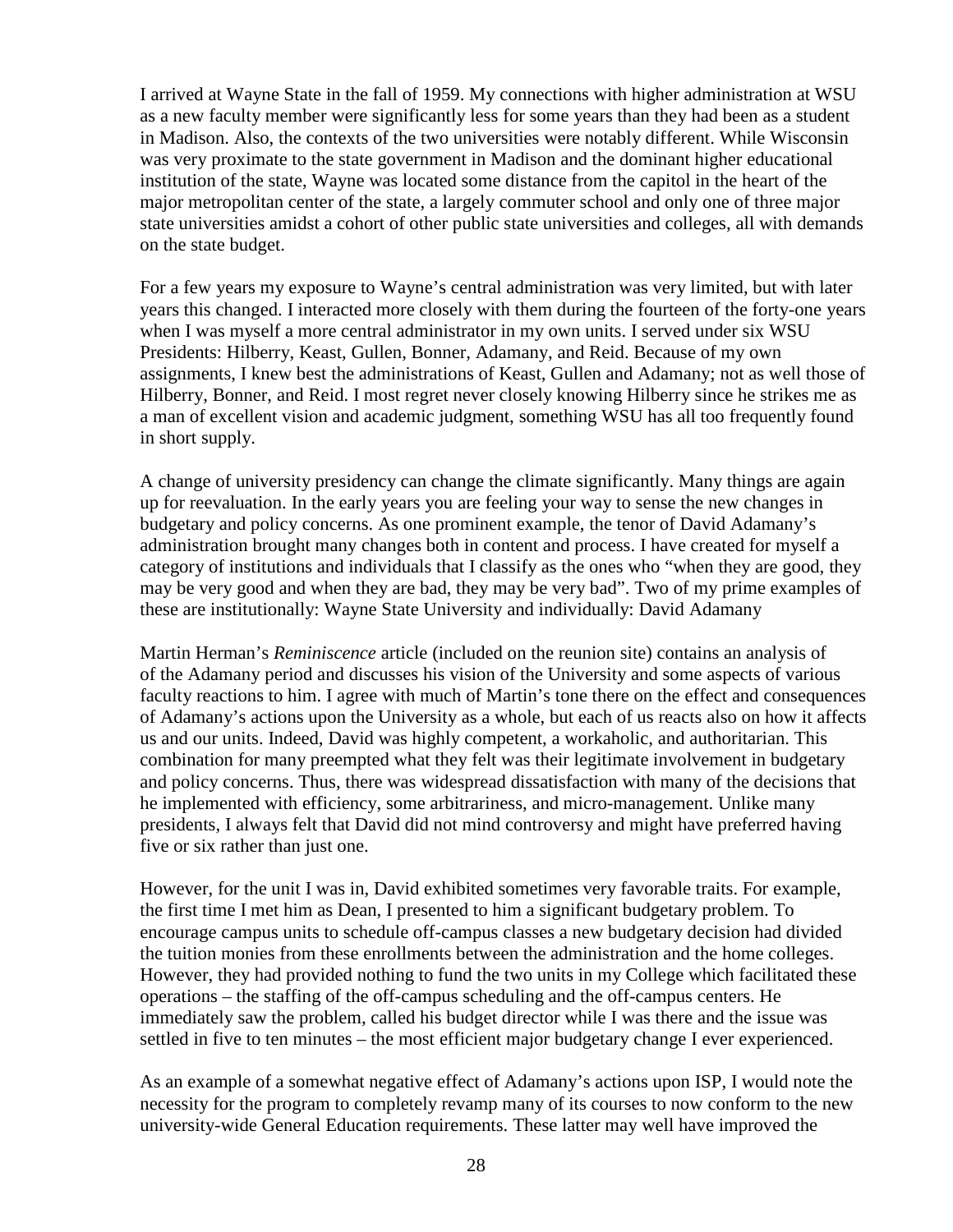I arrived at Wayne State in the fall of 1959. My connections with higher administration at WSU as a new faculty member were significantly less for some years than they had been as a student in Madison. Also, the contexts of the two universities were notably different. While Wisconsin was very proximate to the state government in Madison and the dominant higher educational institution of the state, Wayne was located some distance from the capitol in the heart of the major metropolitan center of the state, a largely commuter school and only one of three major state universities amidst a cohort of other public state universities and colleges, all with demands on the state budget.

For a few years my exposure to Wayne's central administration was very limited, but with later years this changed. I interacted more closely with them during the fourteen of the forty-one years when I was myself a more central administrator in my own units. I served under six WSU Presidents: Hilberry, Keast, Gullen, Bonner, Adamany, and Reid. Because of my own assignments, I knew best the administrations of Keast, Gullen and Adamany; not as well those of Hilberry, Bonner, and Reid. I most regret never closely knowing Hilberry since he strikes me as a man of excellent vision and academic judgment, something WSU has all too frequently found in short supply.

A change of university presidency can change the climate significantly. Many things are again up for reevaluation. In the early years you are feeling your way to sense the new changes in budgetary and policy concerns. As one prominent example, the tenor of David Adamany's administration brought many changes both in content and process. I have created for myself a category of institutions and individuals that I classify as the ones who "when they are good, they may be very good and when they are bad, they may be very bad". Two of my prime examples of these are institutionally: Wayne State University and individually: David Adamany

Martin Herman's *Reminiscence* article (included on the reunion site) contains an analysis of of the Adamany period and discusses his vision of the University and some aspects of various faculty reactions to him. I agree with much of Martin's tone there on the effect and consequences of Adamany's actions upon the University as a whole, but each of us reacts also on how it affects us and our units. Indeed, David was highly competent, a workaholic, and authoritarian. This combination for many preempted what they felt was their legitimate involvement in budgetary and policy concerns. Thus, there was widespread dissatisfaction with many of the decisions that he implemented with efficiency, some arbitrariness, and micro-management. Unlike many presidents, I always felt that David did not mind controversy and might have preferred having five or six rather than just one.

However, for the unit I was in, David exhibited sometimes very favorable traits. For example, the first time I met him as Dean, I presented to him a significant budgetary problem. To encourage campus units to schedule off-campus classes a new budgetary decision had divided the tuition monies from these enrollments between the administration and the home colleges. However, they had provided nothing to fund the two units in my College which facilitated these operations – the staffing of the off-campus scheduling and the off-campus centers. He immediately saw the problem, called his budget director while I was there and the issue was settled in five to ten minutes – the most efficient major budgetary change I ever experienced.

As an example of a somewhat negative effect of Adamany's actions upon ISP, I would note the necessity for the program to completely revamp many of its courses to now conform to the new university-wide General Education requirements. These latter may well have improved the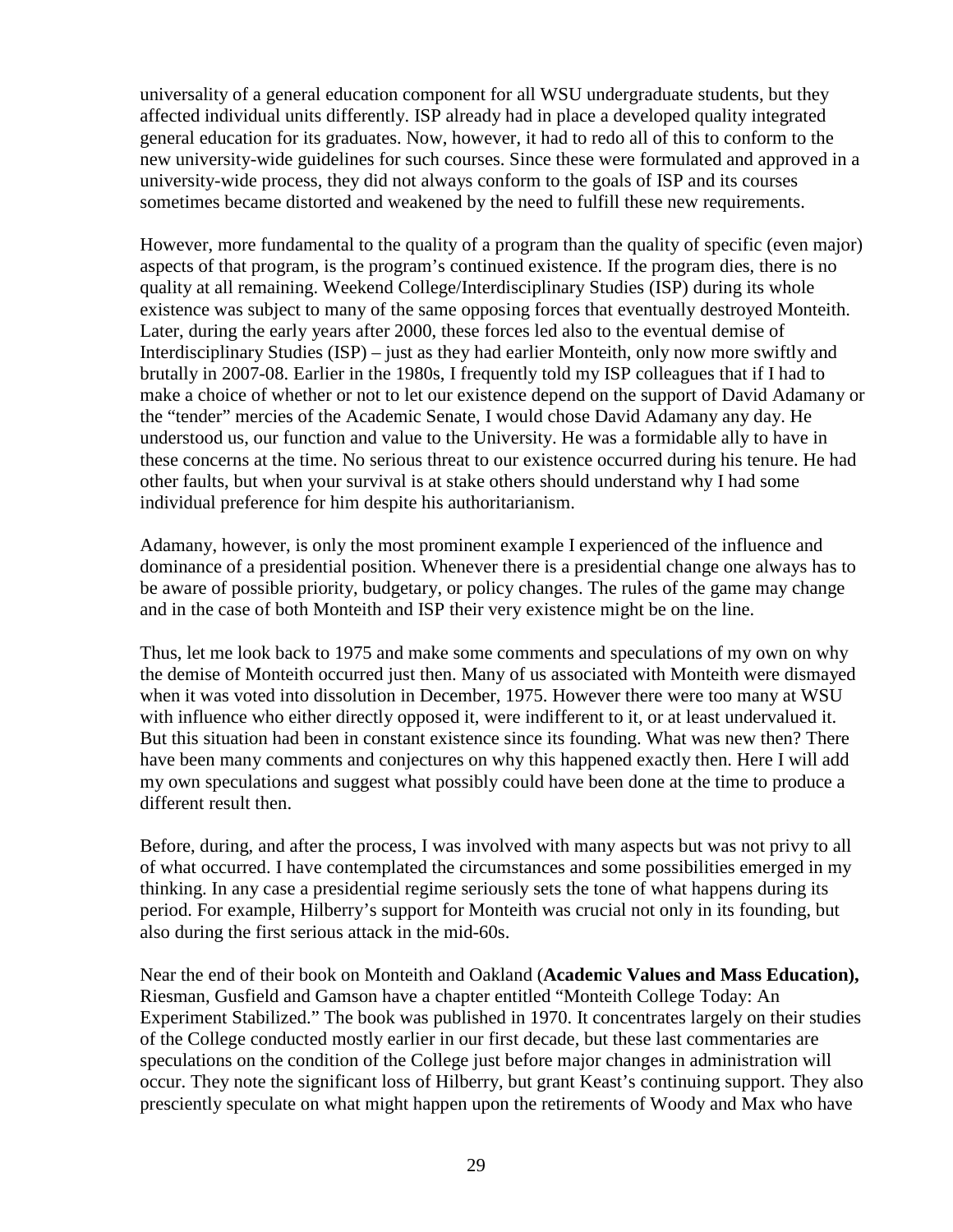universality of a general education component for all WSU undergraduate students, but they affected individual units differently. ISP already had in place a developed quality integrated general education for its graduates. Now, however, it had to redo all of this to conform to the new university-wide guidelines for such courses. Since these were formulated and approved in a university-wide process, they did not always conform to the goals of ISP and its courses sometimes became distorted and weakened by the need to fulfill these new requirements.

However, more fundamental to the quality of a program than the quality of specific (even major) aspects of that program, is the program's continued existence. If the program dies, there is no quality at all remaining. Weekend College/Interdisciplinary Studies (ISP) during its whole existence was subject to many of the same opposing forces that eventually destroyed Monteith. Later, during the early years after 2000, these forces led also to the eventual demise of Interdisciplinary Studies (ISP) – just as they had earlier Monteith, only now more swiftly and brutally in 2007-08. Earlier in the 1980s, I frequently told my ISP colleagues that if I had to make a choice of whether or not to let our existence depend on the support of David Adamany or the "tender" mercies of the Academic Senate, I would chose David Adamany any day. He understood us, our function and value to the University. He was a formidable ally to have in these concerns at the time. No serious threat to our existence occurred during his tenure. He had other faults, but when your survival is at stake others should understand why I had some individual preference for him despite his authoritarianism.

Adamany, however, is only the most prominent example I experienced of the influence and dominance of a presidential position. Whenever there is a presidential change one always has to be aware of possible priority, budgetary, or policy changes. The rules of the game may change and in the case of both Monteith and ISP their very existence might be on the line.

Thus, let me look back to 1975 and make some comments and speculations of my own on why the demise of Monteith occurred just then. Many of us associated with Monteith were dismayed when it was voted into dissolution in December, 1975. However there were too many at WSU with influence who either directly opposed it, were indifferent to it, or at least undervalued it. But this situation had been in constant existence since its founding. What was new then? There have been many comments and conjectures on why this happened exactly then. Here I will add my own speculations and suggest what possibly could have been done at the time to produce a different result then.

Before, during, and after the process, I was involved with many aspects but was not privy to all of what occurred. I have contemplated the circumstances and some possibilities emerged in my thinking. In any case a presidential regime seriously sets the tone of what happens during its period. For example, Hilberry's support for Monteith was crucial not only in its founding, but also during the first serious attack in the mid-60s.

Near the end of their book on Monteith and Oakland (**Academic Values and Mass Education),** Riesman, Gusfield and Gamson have a chapter entitled "Monteith College Today: An Experiment Stabilized." The book was published in 1970. It concentrates largely on their studies of the College conducted mostly earlier in our first decade, but these last commentaries are speculations on the condition of the College just before major changes in administration will occur. They note the significant loss of Hilberry, but grant Keast's continuing support. They also presciently speculate on what might happen upon the retirements of Woody and Max who have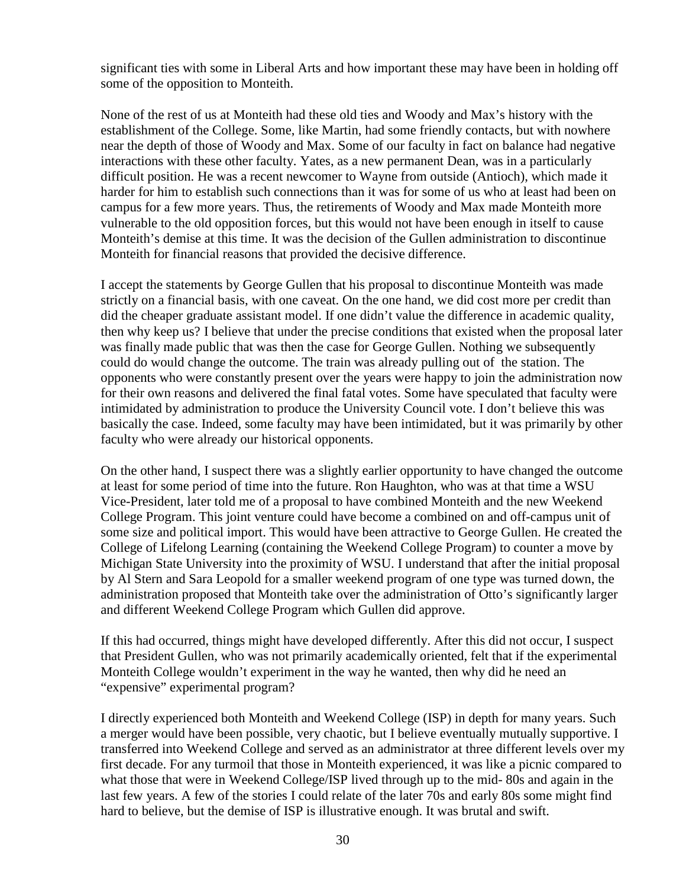significant ties with some in Liberal Arts and how important these may have been in holding off some of the opposition to Monteith.

None of the rest of us at Monteith had these old ties and Woody and Max's history with the establishment of the College. Some, like Martin, had some friendly contacts, but with nowhere near the depth of those of Woody and Max. Some of our faculty in fact on balance had negative interactions with these other faculty. Yates, as a new permanent Dean, was in a particularly difficult position. He was a recent newcomer to Wayne from outside (Antioch), which made it harder for him to establish such connections than it was for some of us who at least had been on campus for a few more years. Thus, the retirements of Woody and Max made Monteith more vulnerable to the old opposition forces, but this would not have been enough in itself to cause Monteith's demise at this time. It was the decision of the Gullen administration to discontinue Monteith for financial reasons that provided the decisive difference.

I accept the statements by George Gullen that his proposal to discontinue Monteith was made strictly on a financial basis, with one caveat. On the one hand, we did cost more per credit than did the cheaper graduate assistant model. If one didn't value the difference in academic quality, then why keep us? I believe that under the precise conditions that existed when the proposal later was finally made public that was then the case for George Gullen. Nothing we subsequently could do would change the outcome. The train was already pulling out of the station. The opponents who were constantly present over the years were happy to join the administration now for their own reasons and delivered the final fatal votes. Some have speculated that faculty were intimidated by administration to produce the University Council vote. I don't believe this was basically the case. Indeed, some faculty may have been intimidated, but it was primarily by other faculty who were already our historical opponents.

On the other hand, I suspect there was a slightly earlier opportunity to have changed the outcome at least for some period of time into the future. Ron Haughton, who was at that time a WSU Vice-President, later told me of a proposal to have combined Monteith and the new Weekend College Program. This joint venture could have become a combined on and off-campus unit of some size and political import. This would have been attractive to George Gullen. He created the College of Lifelong Learning (containing the Weekend College Program) to counter a move by Michigan State University into the proximity of WSU. I understand that after the initial proposal by Al Stern and Sara Leopold for a smaller weekend program of one type was turned down, the administration proposed that Monteith take over the administration of Otto's significantly larger and different Weekend College Program which Gullen did approve.

If this had occurred, things might have developed differently. After this did not occur, I suspect that President Gullen, who was not primarily academically oriented, felt that if the experimental Monteith College wouldn't experiment in the way he wanted, then why did he need an "expensive" experimental program?

I directly experienced both Monteith and Weekend College (ISP) in depth for many years. Such a merger would have been possible, very chaotic, but I believe eventually mutually supportive. I transferred into Weekend College and served as an administrator at three different levels over my first decade. For any turmoil that those in Monteith experienced, it was like a picnic compared to what those that were in Weekend College/ISP lived through up to the mid- 80s and again in the last few years. A few of the stories I could relate of the later 70s and early 80s some might find hard to believe, but the demise of ISP is illustrative enough. It was brutal and swift.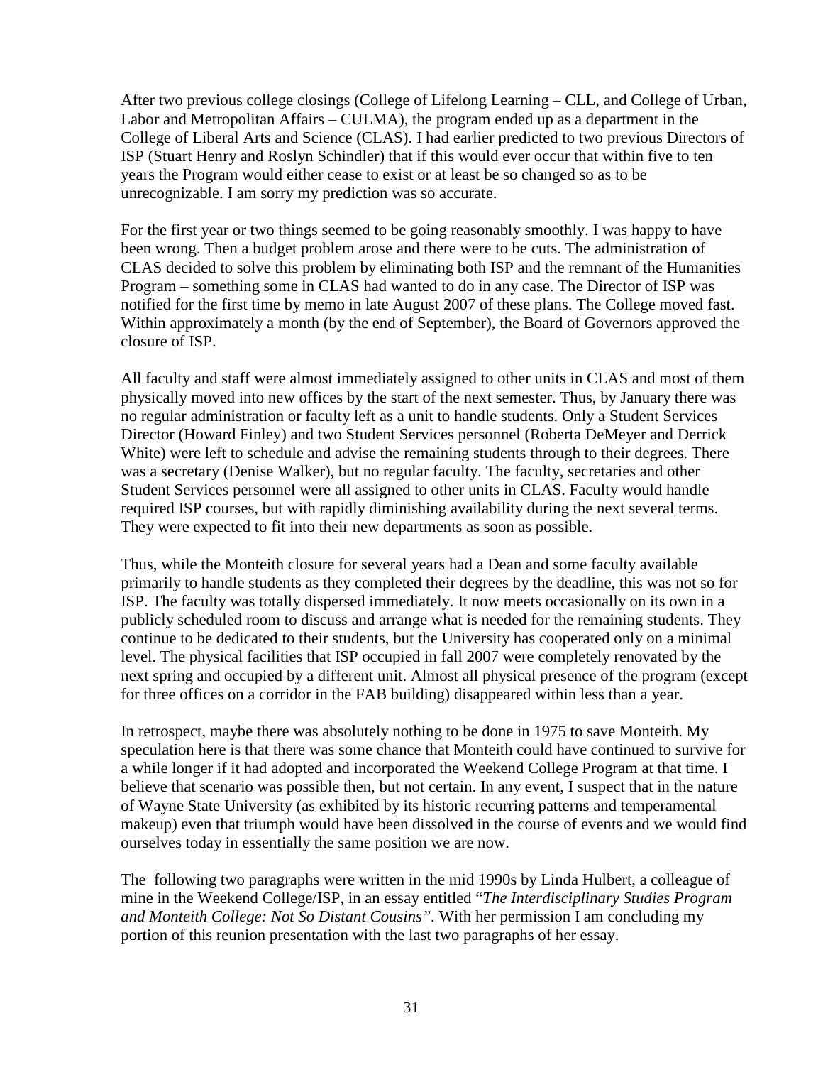After two previous college closings (College of Lifelong Learning – CLL, and College of Urban, Labor and Metropolitan Affairs – CULMA), the program ended up as a department in the College of Liberal Arts and Science (CLAS). I had earlier predicted to two previous Directors of ISP (Stuart Henry and Roslyn Schindler) that if this would ever occur that within five to ten years the Program would either cease to exist or at least be so changed so as to be unrecognizable. I am sorry my prediction was so accurate.

For the first year or two things seemed to be going reasonably smoothly. I was happy to have been wrong. Then a budget problem arose and there were to be cuts. The administration of CLAS decided to solve this problem by eliminating both ISP and the remnant of the Humanities Program – something some in CLAS had wanted to do in any case. The Director of ISP was notified for the first time by memo in late August 2007 of these plans. The College moved fast. Within approximately a month (by the end of September), the Board of Governors approved the closure of ISP.

All faculty and staff were almost immediately assigned to other units in CLAS and most of them physically moved into new offices by the start of the next semester. Thus, by January there was no regular administration or faculty left as a unit to handle students. Only a Student Services Director (Howard Finley) and two Student Services personnel (Roberta DeMeyer and Derrick White) were left to schedule and advise the remaining students through to their degrees. There was a secretary (Denise Walker), but no regular faculty. The faculty, secretaries and other Student Services personnel were all assigned to other units in CLAS. Faculty would handle required ISP courses, but with rapidly diminishing availability during the next several terms. They were expected to fit into their new departments as soon as possible.

Thus, while the Monteith closure for several years had a Dean and some faculty available primarily to handle students as they completed their degrees by the deadline, this was not so for ISP. The faculty was totally dispersed immediately. It now meets occasionally on its own in a publicly scheduled room to discuss and arrange what is needed for the remaining students. They continue to be dedicated to their students, but the University has cooperated only on a minimal level. The physical facilities that ISP occupied in fall 2007 were completely renovated by the next spring and occupied by a different unit. Almost all physical presence of the program (except for three offices on a corridor in the FAB building) disappeared within less than a year.

In retrospect, maybe there was absolutely nothing to be done in 1975 to save Monteith. My speculation here is that there was some chance that Monteith could have continued to survive for a while longer if it had adopted and incorporated the Weekend College Program at that time. I believe that scenario was possible then, but not certain. In any event, I suspect that in the nature of Wayne State University (as exhibited by its historic recurring patterns and temperamental makeup) even that triumph would have been dissolved in the course of events and we would find ourselves today in essentially the same position we are now.

The following two paragraphs were written in the mid 1990s by Linda Hulbert, a colleague of mine in the Weekend College/ISP, in an essay entitled "*The Interdisciplinary Studies Program and Monteith College: Not So Distant Cousins*". With her permission I am concluding my portion of this reunion presentation with the last two paragraphs of her essay.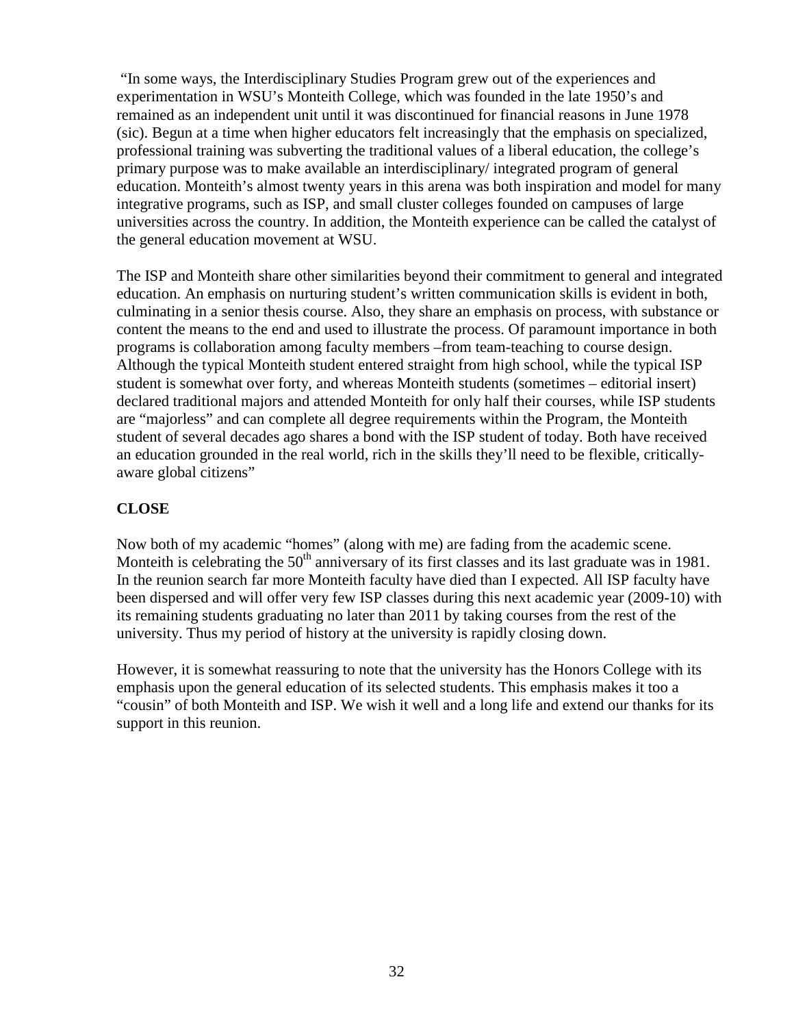"In some ways, the Interdisciplinary Studies Program grew out of the experiences and experimentation in WSU's Monteith College, which was founded in the late 1950's and remained as an independent unit until it was discontinued for financial reasons in June 1978 (sic). Begun at a time when higher educators felt increasingly that the emphasis on specialized, professional training was subverting the traditional values of a liberal education, the college's primary purpose was to make available an interdisciplinary/ integrated program of general education. Monteith's almost twenty years in this arena was both inspiration and model for many integrative programs, such as ISP, and small cluster colleges founded on campuses of large universities across the country. In addition, the Monteith experience can be called the catalyst of the general education movement at WSU.

The ISP and Monteith share other similarities beyond their commitment to general and integrated education. An emphasis on nurturing student's written communication skills is evident in both, culminating in a senior thesis course. Also, they share an emphasis on process, with substance or content the means to the end and used to illustrate the process. Of paramount importance in both programs is collaboration among faculty members –from team-teaching to course design. Although the typical Monteith student entered straight from high school, while the typical ISP student is somewhat over forty, and whereas Monteith students (sometimes – editorial insert) declared traditional majors and attended Monteith for only half their courses, while ISP students are "majorless" and can complete all degree requirements within the Program, the Monteith student of several decades ago shares a bond with the ISP student of today. Both have received an education grounded in the real world, rich in the skills they'll need to be flexible, critically-aware global citizens"

**CLOSE**

Now both of my academic "homes" (along with me) are fading from the academic scene. Monteith is celebrating the 50th anniversary of its first classes and its last graduate was in 1981. In the reunion search far more Monteith faculty have died than I expected. All ISP faculty have been dispersed and will offer very few ISP classes during this next academic year (2009-10) with its remaining students graduating no later than 2011 by taking courses from the rest of the university. Thus my period of history at the university is rapidly closing down.

However, it is somewhat reassuring to note that the university has the Honors College with its emphasis upon the general education of its selected students. This emphasis makes it too a "cousin" of both Monteith and ISP. We wish it well and a long life and extend our thanks for its support in this reunion.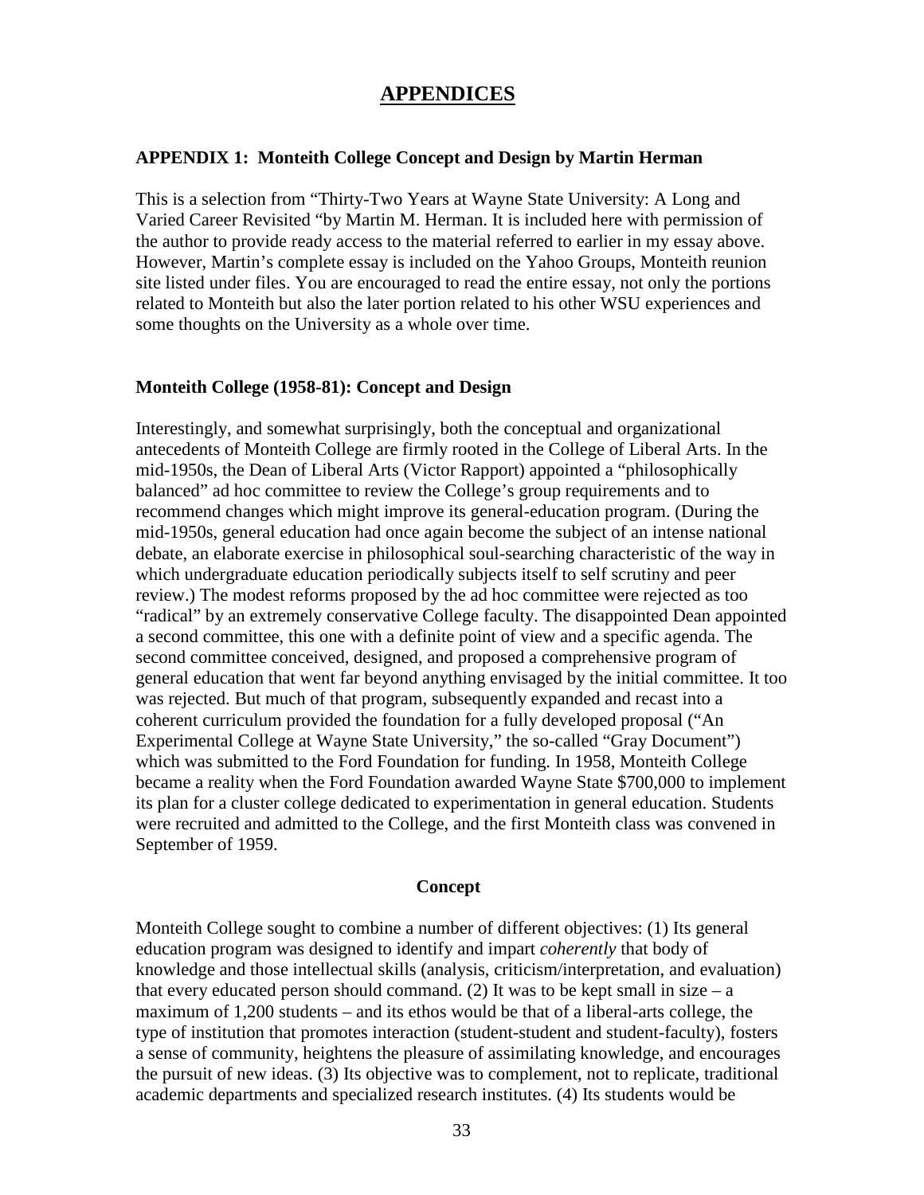# APPENDICES

## APPENDIX 1: Monteith College Concept and Design by Martin Herman

This is a selection from "Thirty-Two Years at Wayne State University: A Long and Varied Career Revisited "by Martin M. Herman. It is included here with permission of the author to provide ready access to the material referred to earlier in my essay above. However, Martin's complete essay is included on the Yahoo Groups, Monteith reunion site listed under files. You are encouraged to read the entire essay, not only the portions related to Monteith but also the later portion related to his other WSU experiences and some thoughts on the University as a whole over time.

### Monteith College (1958-81): Concept and Design

Interestingly, and somewhat surprisingly, both the conceptual and organizational antecedents of Monteith College are firmly rooted in the College of Liberal Arts. In the mid-1950s, the Dean of Liberal Arts (Victor Rapport) appointed a "philosophically balanced" ad hoc committee to review the College's group requirements and to recommend changes which might improve its general-education program. (During the mid-1950s, general education had once again become the subject of an intense national debate, an elaborate exercise in philosophical soul-searching characteristic of the way in which undergraduate education periodically subjects itself to self scrutiny and peer review.) The modest reforms proposed by the ad hoc committee were rejected as too "radical" by an extremely conservative College faculty. The disappointed Dean appointed a second committee, this one with a definite point of view and a specific agenda. The second committee conceived, designed, and proposed a comprehensive program of general education that went far beyond anything envisaged by the initial committee. It too was rejected. But much of that program, subsequently expanded and recast into a coherent curriculum provided the foundation for a fully developed proposal ("An Experimental College at Wayne State University," the so-called "Gray Document") which was submitted to the Ford Foundation for funding. In 1958, Monteith College became a reality when the Ford Foundation awarded Wayne State $700,000 to implement its plan for a cluster college dedicated to experimentation in general education. Students were recruited and admitted to the College, and the first Monteith class was convened in September of 1959.

#### Concept

Monteith College sought to combine a number of different objectives: (1) Its general education program was designed to identify and impart *coherently* that body of knowledge and those intellectual skills (analysis, criticism/interpretation, and evaluation) that every educated person should command. (2) It was to be kept small in size – a maximum of 1,200 students – and its ethos would be that of a liberal-arts college, the type of institution that promotes interaction (student-student and student-faculty), fosters a sense of community, heightens the pleasure of assimilating knowledge, and encourages the pursuit of new ideas. (3) Its objective was to complement, not to replicate, traditional academic departments and specialized research institutes. (4) Its students would be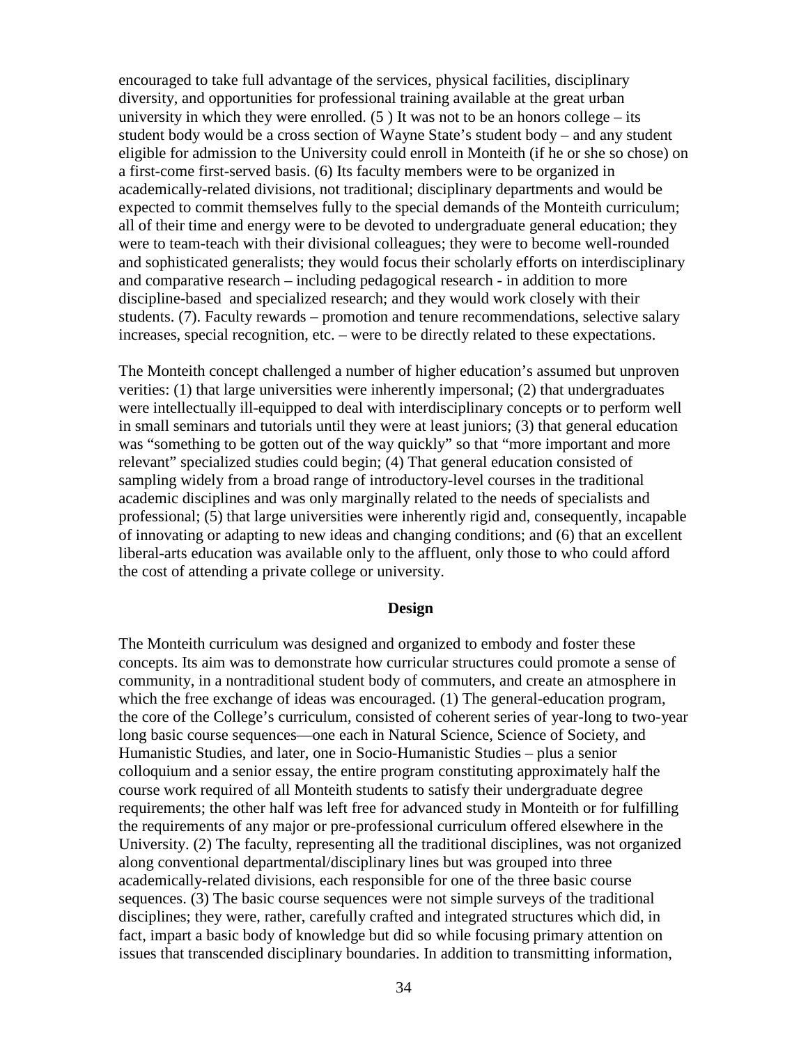encouraged to take full advantage of the services, physical facilities, disciplinary diversity, and opportunities for professional training available at the great urban university in which they were enrolled. (5 ) It was not to be an honors college – its student body would be a cross section of Wayne State's student body – and any student eligible for admission to the University could enroll in Monteith (if he or she so chose) on a first-come first-served basis. (6) Its faculty members were to be organized in academically-related divisions, not traditional; disciplinary departments and would be expected to commit themselves fully to the special demands of the Monteith curriculum; all of their time and energy were to be devoted to undergraduate general education; they were to team-teach with their divisional colleagues; they were to become well-rounded and sophisticated generalists; they would focus their scholarly efforts on interdisciplinary and comparative research – including pedagogical research - in addition to more discipline-based and specialized research; and they would work closely with their students. (7). Faculty rewards – promotion and tenure recommendations, selective salary increases, special recognition, etc. – were to be directly related to these expectations.

The Monteith concept challenged a number of higher education's assumed but unproven verities: (1) that large universities were inherently impersonal; (2) that undergraduates were intellectually ill-equipped to deal with interdisciplinary concepts or to perform well in small seminars and tutorials until they were at least juniors; (3) that general education was "something to be gotten out of the way quickly" so that "more important and more relevant" specialized studies could begin; (4) That general education consisted of sampling widely from a broad range of introductory-level courses in the traditional academic disciplines and was only marginally related to the needs of specialists and professional; (5) that large universities were inherently rigid and, consequently, incapable of innovating or adapting to new ideas and changing conditions; and (6) that an excellent liberal-arts education was available only to the affluent, only those to who could afford the cost of attending a private college or university.

**Design**

The Monteith curriculum was designed and organized to embody and foster these concepts. Its aim was to demonstrate how curricular structures could promote a sense of community, in a nontraditional student body of commuters, and create an atmosphere in which the free exchange of ideas was encouraged. (1) The general-education program, the core of the College's curriculum, consisted of coherent series of year-long to two-year long basic course sequences—one each in Natural Science, Science of Society, and Humanistic Studies, and later, one in Socio-Humanistic Studies – plus a senior colloquium and a senior essay, the entire program constituting approximately half the course work required of all Monteith students to satisfy their undergraduate degree requirements; the other half was left free for advanced study in Monteith or for fulfilling the requirements of any major or pre-professional curriculum offered elsewhere in the University. (2) The faculty, representing all the traditional disciplines, was not organized along conventional departmental/disciplinary lines but was grouped into three academically-related divisions, each responsible for one of the three basic course sequences. (3) The basic course sequences were not simple surveys of the traditional disciplines; they were, rather, carefully crafted and integrated structures which did, in fact, impart a basic body of knowledge but did so while focusing primary attention on issues that transcended disciplinary boundaries. In addition to transmitting information,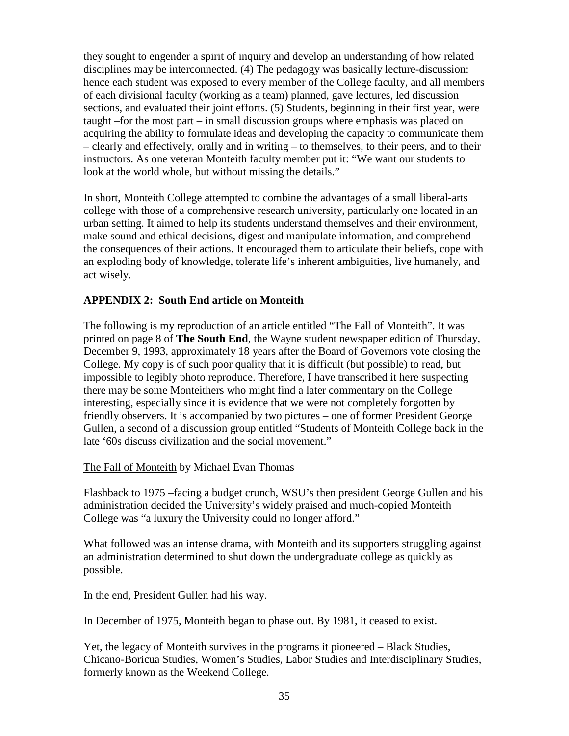they sought to engender a spirit of inquiry and develop an understanding of how related disciplines may be interconnected. (4) The pedagogy was basically lecture-discussion: hence each student was exposed to every member of the College faculty, and all members of each divisional faculty (working as a team) planned, gave lectures, led discussion sections, and evaluated their joint efforts. (5) Students, beginning in their first year, were taught –for the most part – in small discussion groups where emphasis was placed on acquiring the ability to formulate ideas and developing the capacity to communicate them – clearly and effectively, orally and in writing – to themselves, to their peers, and to their instructors. As one veteran Monteith faculty member put it: "We want our students to look at the world whole, but without missing the details."

In short, Monteith College attempted to combine the advantages of a small liberal-arts college with those of a comprehensive research university, particularly one located in an urban setting. It aimed to help its students understand themselves and their environment, make sound and ethical decisions, digest and manipulate information, and comprehend the consequences of their actions. It encouraged them to articulate their beliefs, cope with an exploding body of knowledge, tolerate life's inherent ambiguities, live humanely, and act wisely.

## APPENDIX 2: South End article on Monteith

The following is my reproduction of an article entitled "The Fall of Monteith". It was printed on page 8 of **The South End**, the Wayne student newspaper edition of Thursday, December 9, 1993, approximately 18 years after the Board of Governors vote closing the College. My copy is of such poor quality that it is difficult (but possible) to read, but impossible to legibly photo reproduce. Therefore, I have transcribed it here suspecting there may be some Monteithers who might find a later commentary on the College interesting, especially since it is evidence that we were not completely forgotten by friendly observers. It is accompanied by two pictures – one of former President George Gullen, a second of a discussion group entitled "Students of Monteith College back in the late '60s discuss civilization and the social movement."

<u>The Fall of Monteith</u> by Michael Evan Thomas

Flashback to 1975 –facing a budget crunch, WSU's then president George Gullen and his administration decided the University's widely praised and much-copied Monteith College was "a luxury the University could no longer afford."

What followed was an intense drama, with Monteith and its supporters struggling against an administration determined to shut down the undergraduate college as quickly as possible.

In the end, President Gullen had his way.

In December of 1975, Monteith began to phase out. By 1981, it ceased to exist.

Yet, the legacy of Monteith survives in the programs it pioneered – Black Studies, Chicano-Boricua Studies, Women's Studies, Labor Studies and Interdisciplinary Studies, formerly known as the Weekend College.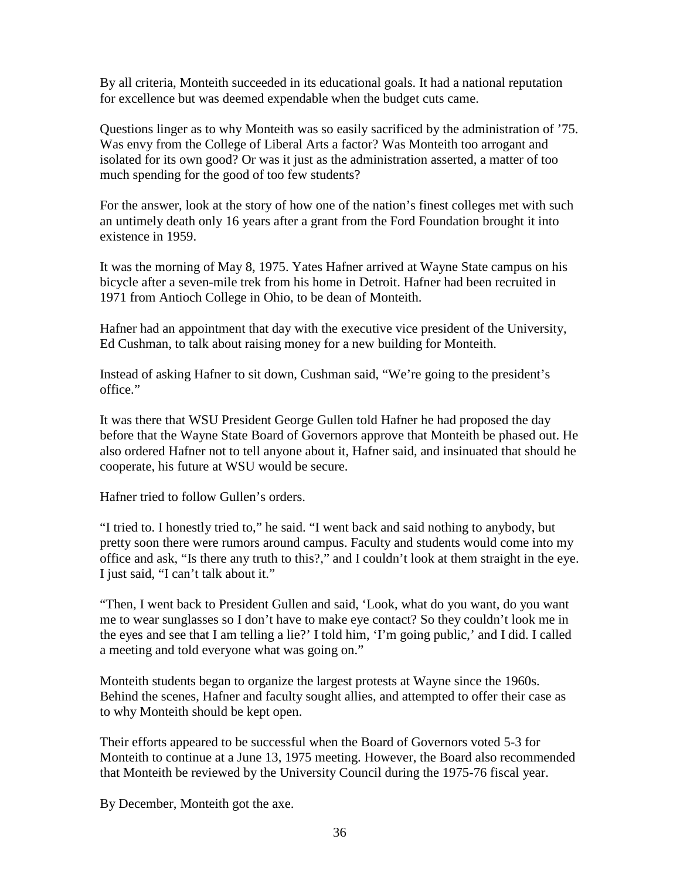By all criteria, Monteith succeeded in its educational goals. It had a national reputation for excellence but was deemed expendable when the budget cuts came.

Questions linger as to why Monteith was so easily sacrificed by the administration of ’75. Was envy from the College of Liberal Arts a factor? Was Monteith too arrogant and isolated for its own good? Or was it just as the administration asserted, a matter of too much spending for the good of too few students?

For the answer, look at the story of how one of the nation’s finest colleges met with such an untimely death only 16 years after a grant from the Ford Foundation brought it into existence in 1959.

It was the morning of May 8, 1975. Yates Hafner arrived at Wayne State campus on his bicycle after a seven-mile trek from his home in Detroit. Hafner had been recruited in 1971 from Antioch College in Ohio, to be dean of Monteith.

Hafner had an appointment that day with the executive vice president of the University, Ed Cushman, to talk about raising money for a new building for Monteith.

Instead of asking Hafner to sit down, Cushman said, “We’re going to the president’s office.”

It was there that WSU President George Gullen told Hafner he had proposed the day before that the Wayne State Board of Governors approve that Monteith be phased out. He also ordered Hafner not to tell anyone about it, Hafner said, and insinuated that should he cooperate, his future at WSU would be secure.

Hafner tried to follow Gullen’s orders.

“I tried to. I honestly tried to,” he said. “I went back and said nothing to anybody, but pretty soon there were rumors around campus. Faculty and students would come into my office and ask, “Is there any truth to this?,” and I couldn’t look at them straight in the eye. I just said, “I can’t talk about it.”

“Then, I went back to President Gullen and said, ‘Look, what do you want, do you want me to wear sunglasses so I don’t have to make eye contact? So they couldn’t look me in the eyes and see that I am telling a lie?’ I told him, ‘I’m going public,’ and I did. I called a meeting and told everyone what was going on.”

Monteith students began to organize the largest protests at Wayne since the 1960s. Behind the scenes, Hafner and faculty sought allies, and attempted to offer their case as to why Monteith should be kept open.

Their efforts appeared to be successful when the Board of Governors voted 5-3 for Monteith to continue at a June 13, 1975 meeting. However, the Board also recommended that Monteith be reviewed by the University Council during the 1975-76 fiscal year.

By December, Monteith got the axe.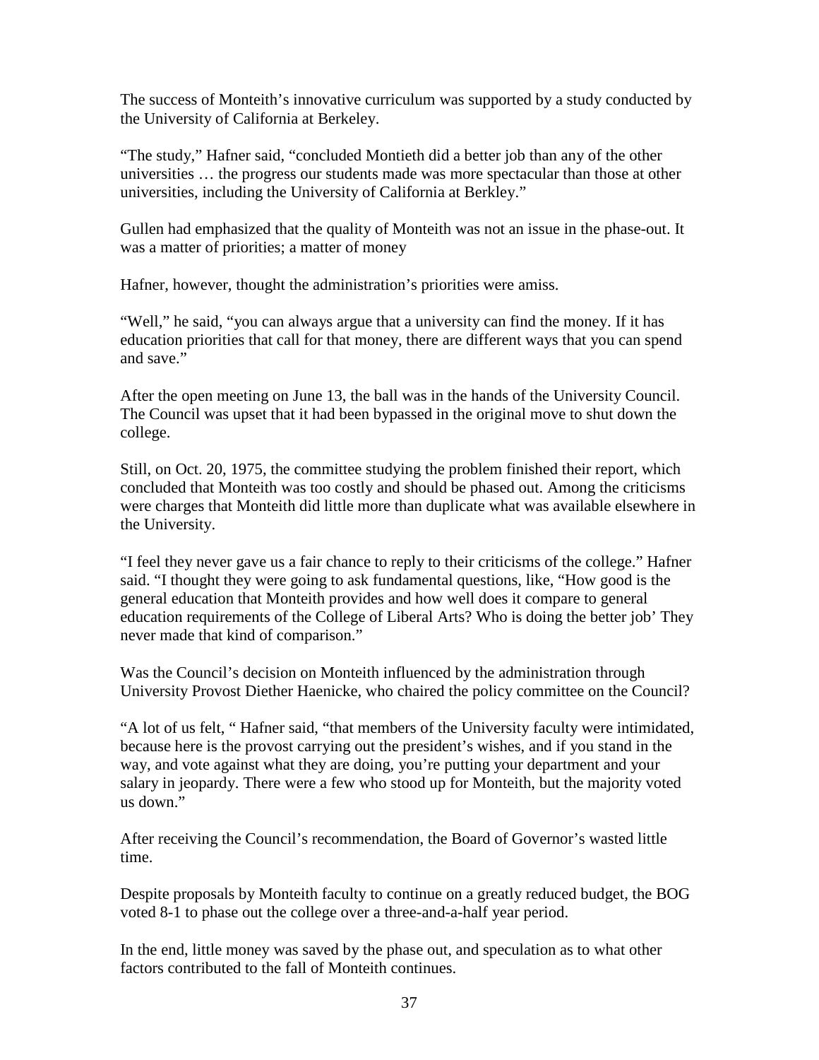The success of Monteith's innovative curriculum was supported by a study conducted by the University of California at Berkeley.

"The study," Hafner said, "concluded Montieth did a better job than any of the other universities … the progress our students made was more spectacular than those at other universities, including the University of California at Berkley."

Gullen had emphasized that the quality of Monteith was not an issue in the phase-out. It was a matter of priorities; a matter of money

Hafner, however, thought the administration's priorities were amiss.

"Well," he said, "you can always argue that a university can find the money. If it has education priorities that call for that money, there are different ways that you can spend and save."

After the open meeting on June 13, the ball was in the hands of the University Council. The Council was upset that it had been bypassed in the original move to shut down the college.

Still, on Oct. 20, 1975, the committee studying the problem finished their report, which concluded that Monteith was too costly and should be phased out. Among the criticisms were charges that Monteith did little more than duplicate what was available elsewhere in the University.

"I feel they never gave us a fair chance to reply to their criticisms of the college." Hafner said. "I thought they were going to ask fundamental questions, like, "How good is the general education that Monteith provides and how well does it compare to general education requirements of the College of Liberal Arts? Who is doing the better job' They never made that kind of comparison."

Was the Council's decision on Monteith influenced by the administration through University Provost Diether Haenicke, who chaired the policy committee on the Council?

"A lot of us felt, " Hafner said, "that members of the University faculty were intimidated, because here is the provost carrying out the president's wishes, and if you stand in the way, and vote against what they are doing, you're putting your department and your salary in jeopardy. There were a few who stood up for Monteith, but the majority voted us down."

After receiving the Council's recommendation, the Board of Governor's wasted little time.

Despite proposals by Monteith faculty to continue on a greatly reduced budget, the BOG voted 8-1 to phase out the college over a three-and-a-half year period.

In the end, little money was saved by the phase out, and speculation as to what other factors contributed to the fall of Monteith continues.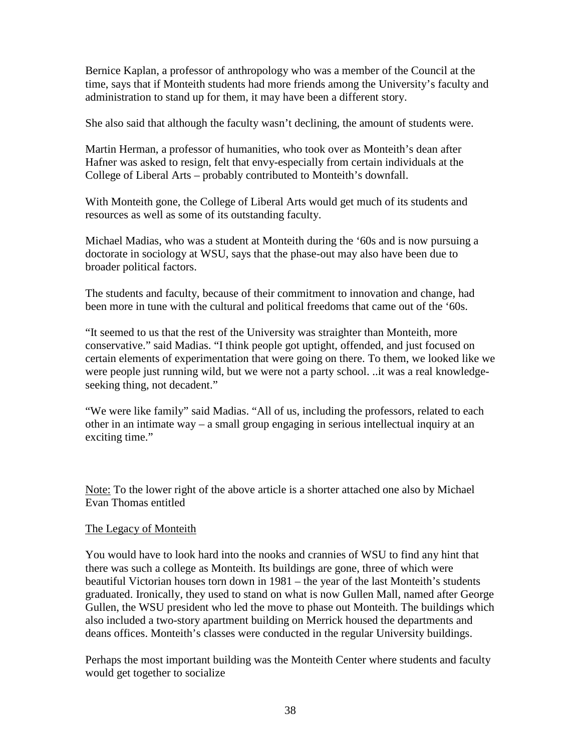Bernice Kaplan, a professor of anthropology who was a member of the Council at the time, says that if Monteith students had more friends among the University's faculty and administration to stand up for them, it may have been a different story.

She also said that although the faculty wasn't declining, the amount of students were.

Martin Herman, a professor of humanities, who took over as Monteith's dean after Hafner was asked to resign, felt that envy-especially from certain individuals at the College of Liberal Arts – probably contributed to Monteith's downfall.

With Monteith gone, the College of Liberal Arts would get much of its students and resources as well as some of its outstanding faculty.

Michael Madias, who was a student at Monteith during the '60s and is now pursuing a doctorate in sociology at WSU, says that the phase-out may also have been due to broader political factors.

The students and faculty, because of their commitment to innovation and change, had been more in tune with the cultural and political freedoms that came out of the '60s.

"It seemed to us that the rest of the University was straighter than Monteith, more conservative." said Madias. "I think people got uptight, offended, and just focused on certain elements of experimentation that were going on there. To them, we looked like we were people just running wild, but we were not a party school. ..it was a real knowledge-seeking thing, not decadent."

"We were like family" said Madias. "All of us, including the professors, related to each other in an intimate way – a small group engaging in serious intellectual inquiry at an exciting time."

<u>Note:</u> To the lower right of the above article is a shorter attached one also by Michael Evan Thomas entitled

<u>The Legacy of Monteith</u>

You would have to look hard into the nooks and crannies of WSU to find any hint that there was such a college as Monteith. Its buildings are gone, three of which were beautiful Victorian houses torn down in 1981 – the year of the last Monteith's students graduated. Ironically, they used to stand on what is now Gullen Mall, named after George Gullen, the WSU president who led the move to phase out Monteith. The buildings which also included a two-story apartment building on Merrick housed the departments and deans offices. Monteith's classes were conducted in the regular University buildings.

Perhaps the most important building was the Monteith Center where students and faculty would get together to socialize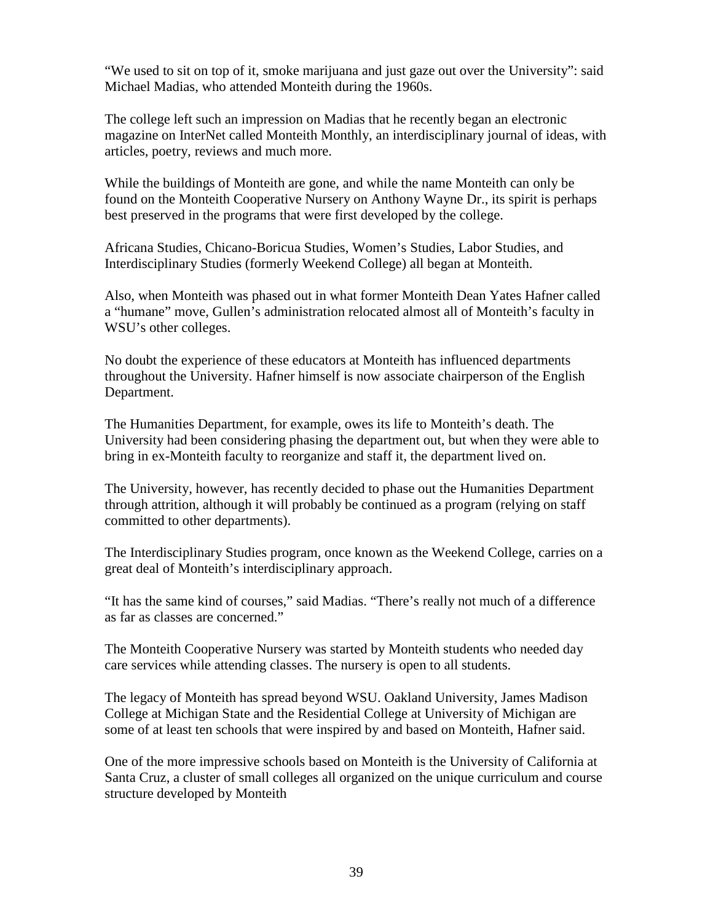"We used to sit on top of it, smoke marijuana and just gaze out over the University": said Michael Madias, who attended Monteith during the 1960s.

The college left such an impression on Madias that he recently began an electronic magazine on InterNet called Monteith Monthly, an interdisciplinary journal of ideas, with articles, poetry, reviews and much more.

While the buildings of Monteith are gone, and while the name Monteith can only be found on the Monteith Cooperative Nursery on Anthony Wayne Dr., its spirit is perhaps best preserved in the programs that were first developed by the college.

Africana Studies, Chicano-Boricua Studies, Women's Studies, Labor Studies, and Interdisciplinary Studies (formerly Weekend College) all began at Monteith.

Also, when Monteith was phased out in what former Monteith Dean Yates Hafner called a "humane" move, Gullen's administration relocated almost all of Monteith's faculty in WSU's other colleges.

No doubt the experience of these educators at Monteith has influenced departments throughout the University. Hafner himself is now associate chairperson of the English Department.

The Humanities Department, for example, owes its life to Monteith's death. The University had been considering phasing the department out, but when they were able to bring in ex-Monteith faculty to reorganize and staff it, the department lived on.

The University, however, has recently decided to phase out the Humanities Department through attrition, although it will probably be continued as a program (relying on staff committed to other departments).

The Interdisciplinary Studies program, once known as the Weekend College, carries on a great deal of Monteith's interdisciplinary approach.

"It has the same kind of courses," said Madias. "There's really not much of a difference as far as classes are concerned."

The Monteith Cooperative Nursery was started by Monteith students who needed day care services while attending classes. The nursery is open to all students.

The legacy of Monteith has spread beyond WSU. Oakland University, James Madison College at Michigan State and the Residential College at University of Michigan are some of at least ten schools that were inspired by and based on Monteith, Hafner said.

One of the more impressive schools based on Monteith is the University of California at Santa Cruz, a cluster of small colleges all organized on the unique curriculum and course structure developed by Monteith